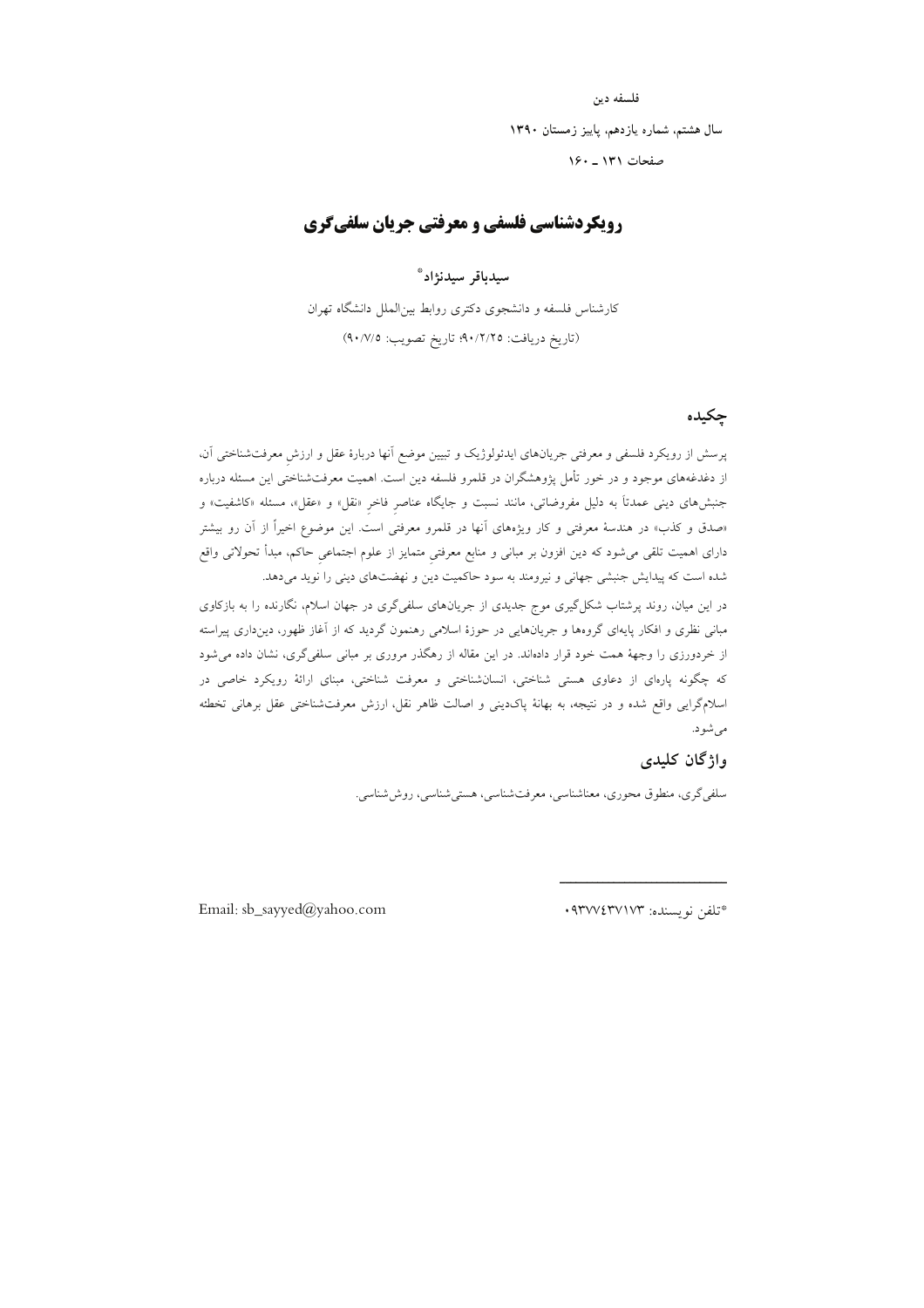# رویکردشناسی فلسفی و معرفتی جریان سلفی‌گری

**سیدباقر سیدنژاد**[*]

کارشناس فلسفه و دانشجوی دکتری روابط بین‌الملل دانشگاه تهران

(تاریخ دریافت: ۹۰/۲/۲۵؛ تاریخ تصویب: ۹۰/۷/۵)

## چکیده

پرسش از رویکرد فلسفی و معرفتی جریان‌های ایدئولوژیک و تبیین موضع آنها دربارهٔ عقل و ارزشِ معرفت‌شناختی آن، از دغدغه‌های موجود و در خور تأمل پژوهشگران در قلمرو فلسفه دین است. اهمیت معرفت‌شناختی این مسئله درباره جنبش‌های دینی عمدتاً به دلیل مفروضاتی، مانند نسبت و جایگاه عناصرِ فاخرِ «نقل» و «عقل»، مسئله «کاشفیت» و «صدق و کذب» در هندسهٔ معرفتی و کار ویژه‌های آنها در قلمرو معرفتی است. این موضوع اخیراً از آن رو بیشتر دارای اهمیت تلقی می‌شود که دین افزون بر مبانی و منابع معرفتیِ متمایز از علوم اجتماعیِ حاکم، مبدأ تحولاتی واقع شده است که پیدایش جنبشی جهانی و نیرومند به سود حاکمیت دین و نهضت‌های دینی را نوید می‌دهد.

در این میان، روند پرشتاب شکل‌گیری موج جدیدی از جریان‌های سلفی‌گری در جهان اسلام، نگارنده را به بازکاوی مبانی نظری و افکار پایه‌ای گروه‌ها و جریان‌هایی در حوزهٔ اسلامی رهنمون گردید که از آغاز ظهور، دین‌داری پیراسته از خردورزی را وجههٔ همت خود قرار داده‌اند. در این مقاله از رهگذر مروری بر مبانی سلفی‌گری، نشان داده می‌شود که چگونه پاره‌ای از دعاوی هستی شناختی، انسان‌شناختی و معرفت شناختی، مبنای ارائهٔ رویکرد خاصی در اسلام‌گرایی واقع شده و در نتیجه، به بهانهٔ پاک‌دینی و اصالت ظاهر نقل، ارزش معرفت‌شناختی عقل برهانی تخطئه می‌شود.

## واژگان کلیدی

سلفی‌گری، منطوق محوری، معناشناسی، معرفت‌شناسی، هستی‌شناسی، روش‌شناسی.

---

[*] تلفن نویسنده: ۰۹۳۷۷۴۳۷۱۷۳

Email: sb_sayyed@yahoo.com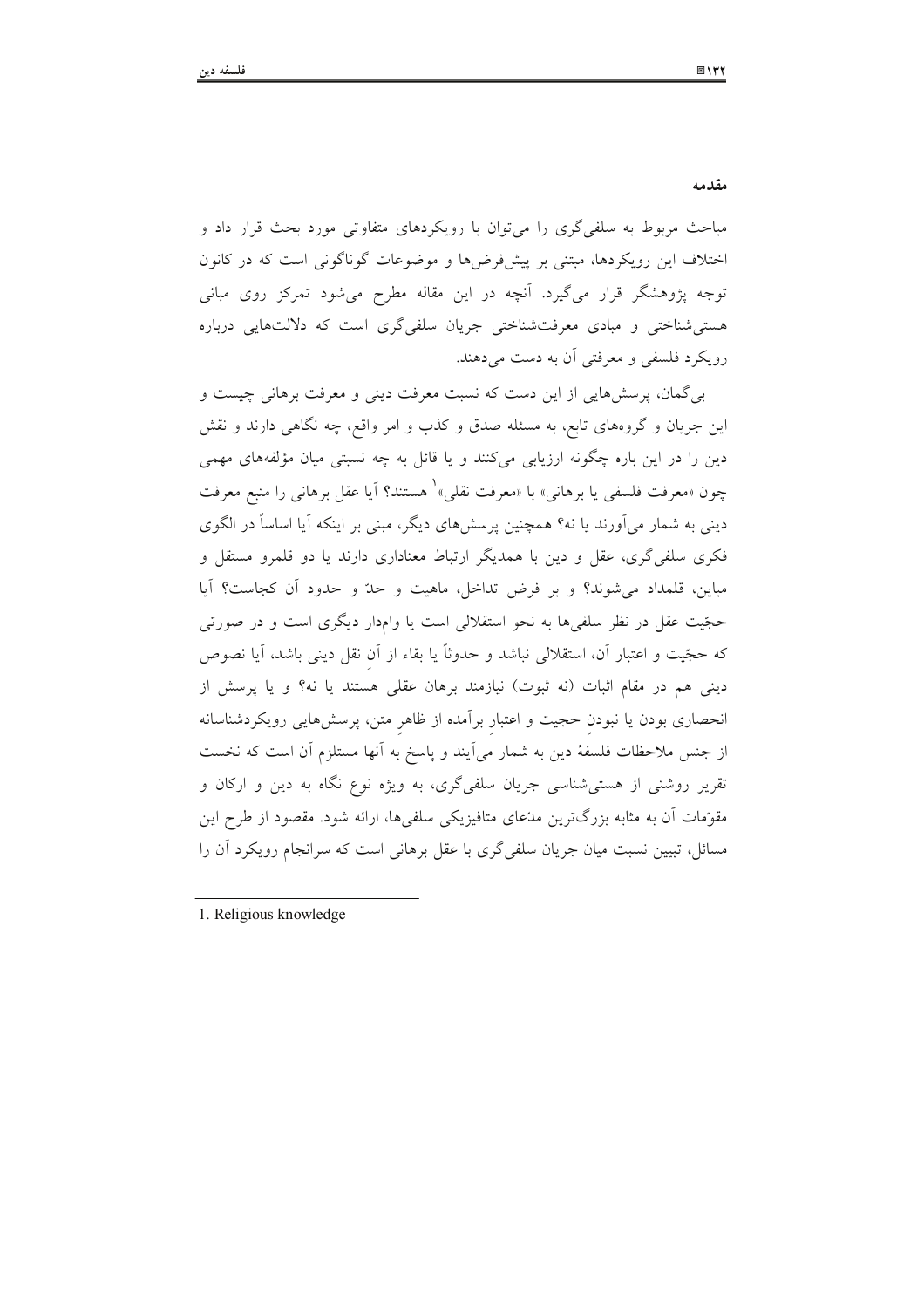## مقدمه

مباحث مربوط به سلفی‌گری را می‌توان با رویکردهای متفاوتی مورد بحث قرار داد و اختلاف این رویکردها، مبتنی بر پیش‌فرض‌ها و موضوعات گوناگونی است که در کانون توجه پژوهشگر قرار می‌گیرد. آنچه در این مقاله مطرح می‌شود تمرکز روی مبانی هستی‌شناختی و مبادی معرفت‌شناختی جریان سلفی‌گری است که دلالت‌هایی درباره رویکرد فلسفی و معرفتی آن به دست می‌دهند.

بی‌گمان، پرسش‌هایی از این دست که نسبت معرفت دینی و معرفت برهانی چیست و این جریان و گروههای تابع، به مسئله صدق و کذب و امر واقع، چه نگاهی دارند و نقش دین را در این باره چگونه ارزیابی می‌کنند و یا قائل به چه نسبتی میان مؤلفه‌های مهمی چون «معرفت فلسفی یا برهانی» با «معرفت نقلی»[1] هستند؟ آیا عقل برهانی را منبع معرفت دینی به شمار می‌آورند یا نه؟ همچنین پرسش‌های دیگر، مبنی بر اینکه آیا اساساً در الگوی فکری سلفی‌گری، عقل و دین با همدیگر ارتباط معناداری دارند یا دو قلمرو مستقل و مباین، قلمداد می‌شوند؟ و بر فرض تداخل، ماهیت و حدّ و حدود آن کجاست؟ آیا حجّیت عقل در نظر سلفی‌ها به نحو استقلالی است یا وامدار دیگری است و در صورتی که حجّیت و اعتبار آن، استقلالی نباشد و حدوثاً یا بقاء از آنِ نقل دینی باشد، آیا نصوص دینی هم در مقام اثبات (نه ثبوت) نیازمند برهان عقلی هستند یا نه؟ و یا پرسش از انحصاری بودن یا نبودنِ حجیت و اعتبارِ برآمده از ظاهرِ متن، پرسش‌هایی رویکردشناسانه از جنس ملاحظات فلسفهٔ دین به شمار می‌آیند و پاسخ به آنها مستلزم آن است که نخست تقریر روشنی از هستی‌شناسی جریان سلفی‌گری، به ویژه نوع نگاه به دین و ارکان و مقوّمات آن به مثابه بزرگ‌ترین مدّعای متافیزیکی سلفی‌ها، ارائه شود. مقصود از طرح این مسائل، تبیین نسبت میان جریان سلفی‌گری با عقل برهانی است که سرانجام رویکرد آن را

---

1. Religious knowledge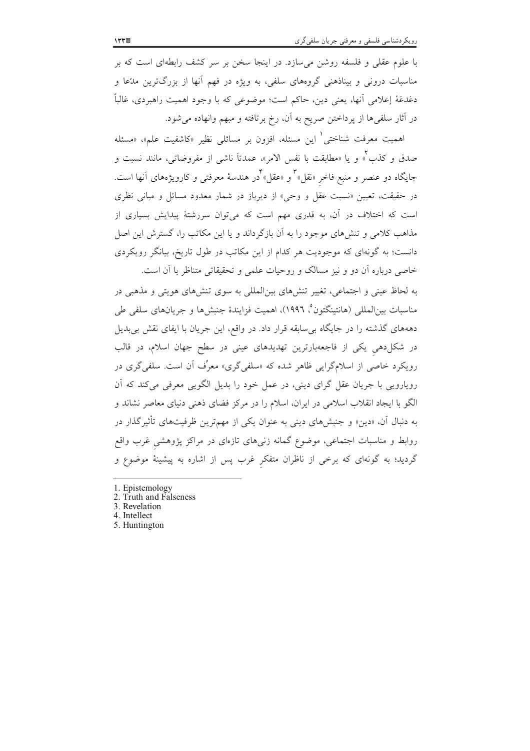با علوم عقلی و فلسفه روشن می‌سازد. در اینجا سخن بر سر کشف رابطه‌ای است که بر مناسبات درونی و بیناذهنی گروه‌های سلفی، به ویژه در فهم آنها از بزرگ‌ترین مدّعا و دغدغهٔ إعلامی آنها، یعنی دین، حاکم است؛ موضوعی که با وجود اهمیت راهبردی، غالباً در آثار سلفی‌ها از پرداختن صریح به آن، رخ برتافته و مبهم وانهاده می‌شود.

اهمیت معرفت شناختی[1] این مسئله، افزون بر مسائلی نظیر «کاشفیت علم»، «مسئله صدق و کذب[2]» و یا «مطابقت با نفس الامر»، عمدتاً ناشی از مفروضاتی، مانند نسبت و جایگاه دو عنصر و منبع فاخرِ «نقل»[3] و «عقل»[4] در هندسهٔ معرفتی و کارویژه‌های آنها است. در حقیقت، تعیین «نسبت عقل و وحی» از دیرباز در شمار معدود مسائل و مبانی نظری است که اختلاف در آن، به قدری مهم است که می‌توان سررشتهٔ پیدایش بسیاری از مذاهب کلامی و تنش‌های موجود را به آن بازگرداند و یا این مکاتب را، گسترش این اصل دانست؛ به گونه‌ای که موجودیت هر کدام از این مکاتب در طول تاریخ، بیانگر رویکردی خاصی درباره آن دو و نیز مسالک و روحیات علمی و تحقیقاتی متناظر با آن است.

به لحاظ عینی و اجتماعی، تغییر تنش‌های بین‌المللی به سوی تنش‌های هویتی و مذهبی در مناسبات بین‌المللی (هانتینگتون[5]، ۱۹۹۶)، اهمیت فزایندهٔ جنبش‌ها و جریان‌های سلفی طی دهه‌های گذشته را در جایگاه بی‌سابقه قرار داد. در واقع، این جریان با ایفای نقش بی‌بدیل در شکل‌دهیِ یکی از فاجعه‌بارترین تهدیدهای عینی در سطح جهان اسلام، در قالب رویکرد خاصی از اسلام‌گرایی ظاهر شده که «سلفی‌گری» معرِّف آن است. سلفی‌گری در رویارویی با جریان عقل گرای دینی، در عمل خود را بدیل الگویی معرفی می‌کند که آن الگو با ایجاد انقلاب اسلامی در ایران، اسلام را در مرکز فضای ذهنی دنیای معاصر نشاند و به دنبال آن، «دین» و جنبش‌های دینی به عنوان یکی از مهم‌ترین ظرفیت‌های تأثیرگذار در روابط و مناسبات اجتماعی، موضوع گمانه زنی‌های تازه‌ای در مراکز پژوهشیِ غرب واقع گردید؛ به گونه‌ای که برخی از ناظران متفکرِ غرب پس از اشاره به پیشینهٔ موضوع و

---

1. Epistemology
2. Truth and Falseness
3. Revelation
4. Intellect
5. Huntington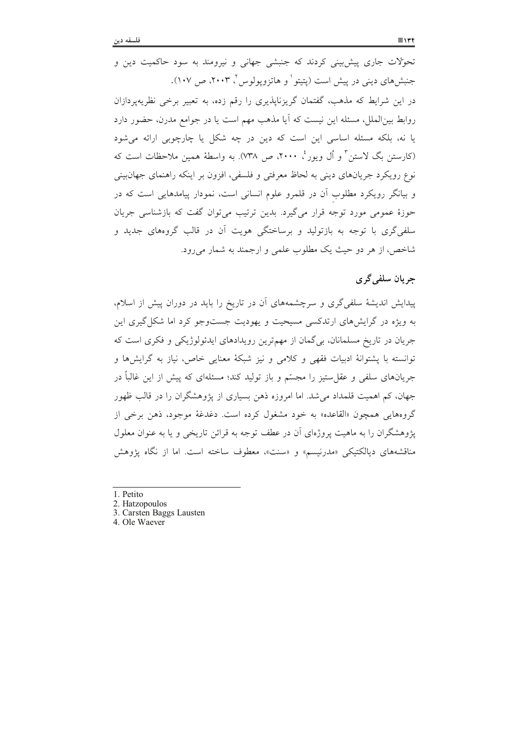تحولات جاری پیش‌بینی کردند که جنبشی جهانی و نیرومند به سود حاکمیت دین و جنبش‌های دینی در پیش است (پتیتو[1] و هاتزوپولوس[2]، ۲۰۰۳، ص ۱۰۷).

در این شرایط که مذهب، گفتمان گریزناپذیری را رقم زده، به تعبیر برخی نظریه‌پردازان روابط بین‌الملل، مسئله این نیست که آیا مذهب مهم است یا در جوامع مدرن، حضور دارد یا نه، بلکه مسئله اساسی این است که دین در چه شکل یا چارچوبی ارائه می‌شود (کارستن بگ لاستن[3] و اُل ویور[4]، ۲۰۰۰، ص ۷۳۸). به واسطهٔ همین ملاحظات است که نوع رویکرد جریان‌های دینی به لحاظ معرفتی و فلسفی، افزون بر اینکه راهنمای جهان‌بینی و بیانگر رویکرد مطلوبِ آن در قلمرو علوم انسانی است، نمودار پیامدهایی است که در حوزهٔ عمومی مورد توجه قرار می‌گیرد. بدین ترتیب می‌توان گفت که بازشناسی جریان سلفی‌گری با توجه به بازتولید و برساختگی هویت آن در قالب گروه‌های جدید و شاخص، از هر دو حیث یک مطلوب علمی و ارجمند به شمار می‌رود.

## جریان سلفی‌گری

پیدایش اندیشهٔ سلفی‌گری و سرچشمه‌های آن در تاریخ را باید در دوران پیش از اسلام، به ویژه در گرایش‌های ارتدکسی مسیحیت و یهودیت جست‌وجو کرد اما شکل‌گیری این جریان در تاریخ مسلمانان، بی‌گمان از مهم‌ترین رویدادهای ایدئولوژیکی و فکری است که توانسته با پشتوانهٔ ادبیات فقهی و کلامی و نیز شبکهٔ معنایی خاص، نیاز به گرایش‌ها و جریان‌های سلفی و عقل‌ستیز را مجسّم و باز تولید کند؛ مسئله‌ای که پیش از این غالباً در جهان، کم اهمیت قلمداد می‌شد. اما امروزه ذهن بسیاری از پژوهشگران را در قالب ظهور گروه‌هایی همچون «القاعده» به خود مشغول کرده است. دغدغهٔ موجود، ذهن برخی از پژوهشگران را به ماهیت پروژه‌ای آن در عطف توجه به قرائن تاریخی و یا به عنوان معلول مناقشه‌های دیالکتیکی «مدرنیسم» و «سنت»، معطوف ساخته است. اما از نگاه پژوهش

---

1. Petito
2. Hatzopoulos
3. Carsten Baggs Lausten
4. Ole Waever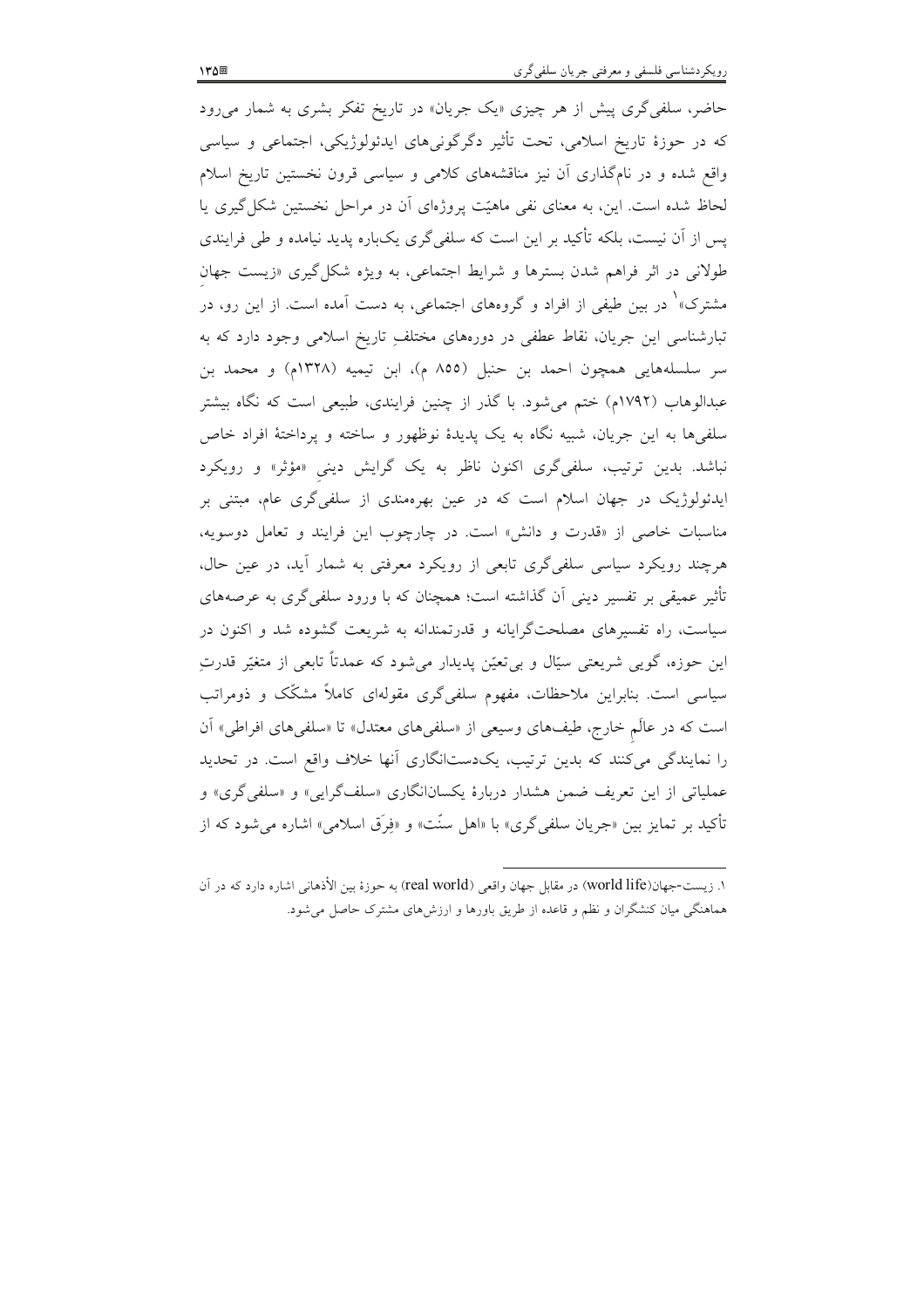حاضر، سلفی‌گری پیش از هر چیزی «یک جریان» در تاریخ تفکر بشری به شمار می‌رود که در حوزهٔ تاریخ اسلامی، تحت تأثیر دگرگونی‌های ایدئولوژیکی، اجتماعی و سیاسی واقع شده و در نام‌گذاری آن نیز مناقشه‌های کلامی و سیاسی قرون نخستین تاریخ اسلام لحاظ شده است. این، به معنای نفی ماهیّت پروژه‌ای آن در مراحل نخستین شکل‌گیری یا پس از آن نیست، بلکه تأکید بر این است که سلفی‌گری یک‌باره پدید نیامده و طی فرایندی طولانی در اثر فراهم شدن بسترها و شرایط اجتماعی، به ویژه شکل‌گیری «زیست جهانِ مشترک»[1] در بین طیفی از افراد و گروه‌های اجتماعی، به دست آمده است. از این رو، در تبارشناسی این جریان، نقاط عطفی در دوره‌های مختلفِ تاریخ اسلامی وجود دارد که به سر سلسله‌هایی همچون احمد بن حنبل (۸۵۵ م)، ابن تیمیه (۱۳۲۸م) و محمد بن عبدالوهاب (۱۷۹۲م) ختم می‌شود. با گذر از چنین فرایندی، طبیعی است که نگاه بیشتر سلفی‌ها به این جریان، شبیه نگاه به یک پدیدهٔ نوظهور و ساخته و پرداختهٔ افراد خاص نباشد. بدین ترتیب، سلفی‌گری اکنون ناظر به یک گرایش دینیِ «مؤثر» و رویکرد ایدئولوژیک در جهان اسلام است که در عین بهره‌مندی از سلفی‌گری عام، مبتنی بر مناسبات خاصی از «قدرت و دانش» است. در چارچوب این فرایند و تعامل دوسویه، هرچند رویکرد سیاسی سلفی‌گری تابعی از رویکرد معرفتی به شمار آید، در عین حال، تأثیر عمیقی بر تفسیر دینی آن گذاشته است؛ همچنان که با ورود سلفی‌گری به عرصه‌های سیاست، راه تفسیرهای مصلحت‌گرایانه و قدرتمندانه به شریعت گشوده شد و اکنون در این حوزه، گویی شریعتی سیّال و بی‌تعیّن پدیدار می‌شود که عمدتاً تابعی از متغیّر قدرتِ سیاسی است. بنابراین ملاحظات، مفهوم سلفی‌گری مقوله‌ای کاملاً مشکّک و ذومراتب است که در عالَمِ خارج، طیف‌های وسیعی از «سلفی‌های معتدل» تا «سلفی‌های افراطی» آن را نمایندگی می‌کنند که بدین ترتیب، یک‌دست‌انگاری آنها خلاف واقع است. در تحدید عملیاتی از این تعریف ضمن هشدار دربارهٔ یکسان‌انگاری «سلف‌گرایی» و «سلفی‌گری» و تأکید بر تمایز بین «جریان سلفی‌گری» با «اهل سنّت» و «فِرَق اسلامی» اشاره می‌شود که از

---

۱. زیست-جهان(world life) در مقابل جهان واقعی (real world) به حوزهٔ بین الأذهانی اشاره دارد که در آن هماهنگی میان کنشگران و نظم و قاعده از طریق باورها و ارزش‌های مشترک حاصل می‌شود.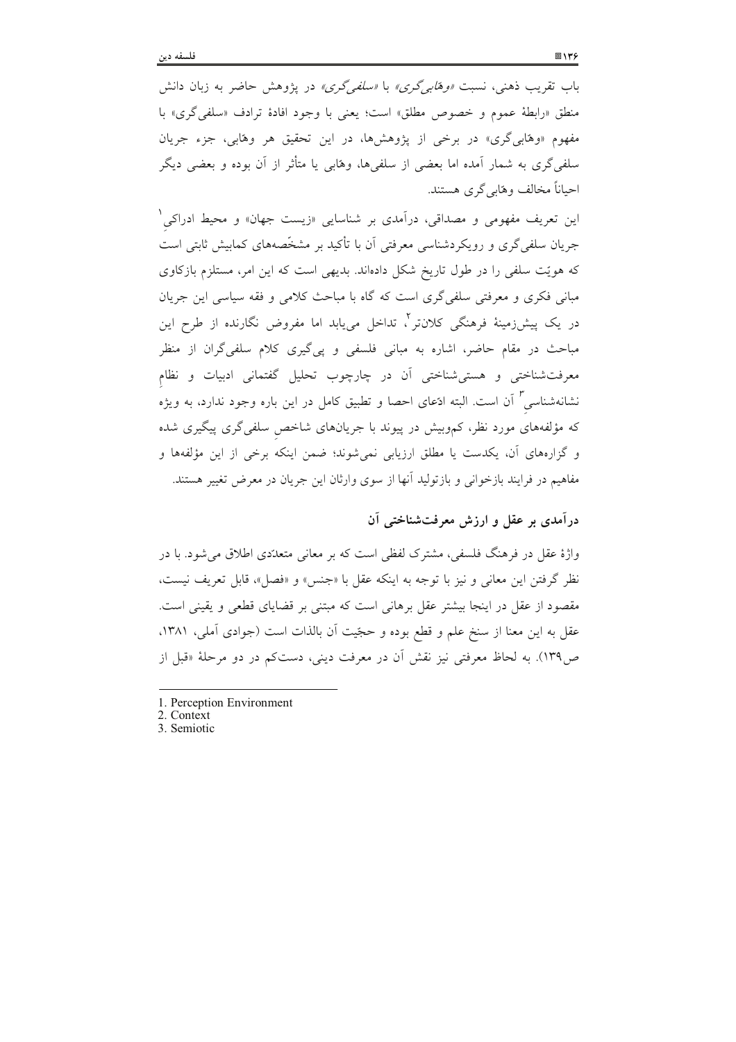باب تقریب ذهنی، نسبت *«وهّابی‌گری»* با *«سلفی‌گری»* در پژوهش حاضر به زبان دانش منطق «رابطهٔ عموم و خصوص مطلق» است؛ یعنی با وجود افادهٔ ترادف «سلفی‌گری» با مفهوم «وهّابی‌گری» در برخی از پژوهش‌ها، در این تحقیق هر وهّابی، جزء جریان سلفی‌گری به شمار آمده اما بعضی از سلفی‌ها، وهّابی یا متأثر از آن بوده و بعضی دیگر احیاناً مخالف وهّابی‌گری هستند.

این تعریف مفهومی و مصداقی، درآمدی بر شناسایی «زیست جهان» و محیط ادراکی[1] جریان سلفی‌گری و رویکردشناسی معرفتی آن با تأکید بر مشخّصه‌های کمابیش ثابتی است که هویّت سلفی را در طول تاریخ شکل داده‌اند. بدیهی است که این امر، مستلزم بازکاوی مبانی فکری و معرفتی سلفی‌گری است که گاه با مباحث کلامی و فقه سیاسی این جریان در یک پیش‌زمینهٔ فرهنگی کلان‌تر[2]، تداخل می‌یابد اما مفروض نگارنده از طرح این مباحث در مقام حاضر، اشاره به مبانی فلسفی و پی‌گیری کلام سلفی‌گران از منظر معرفت‌شناختی و هستی‌شناختی آن در چارچوب تحلیل گفتمانی ادبیات و نظامِ نشانه‌شناسیِ[3] آن است. البته ادّعای احصا و تطبیق کامل در این باره وجود ندارد، به ویژه که مؤلفه‌های مورد نظر، کم‌وبیش در پیوند با جریان‌های شاخصِ سلفی‌گری پیگیری شده و گزاره‌های آن، یکدست یا مطلق ارزیابی نمی‌شوند؛ ضمن اینکه برخی از این مؤلفه‌ها و مفاهیم در فرایند بازخوانی و بازتولید آنها از سوی وارثان این جریان در معرض تغییر هستند.

## درآمدی بر عقل و ارزش معرفت‌شناختی آن

واژهٔ عقل در فرهنگ فلسفی، مشترک لفظی است که بر معانی متعدّدی اطلاق می‌شود. با در نظر گرفتن این معانی و نیز با توجه به اینکه عقل با «جنس» و «فصل»، قابل تعریف نیست، مقصود از عقل در اینجا بیشتر عقل برهانی است که مبتنی بر قضایای قطعی و یقینی است. عقل به این معنا از سنخ علم و قطع بوده و حجّیت آن بالذات است (جوادی آملی، ۱۳۸۱، ص۱۳۹). به لحاظ معرفتی نیز نقش آن در معرفت دینی، دست‌کم در دو مرحلهٔ «قبل از

---

1. Perception Environment
2. Context
3. Semiotic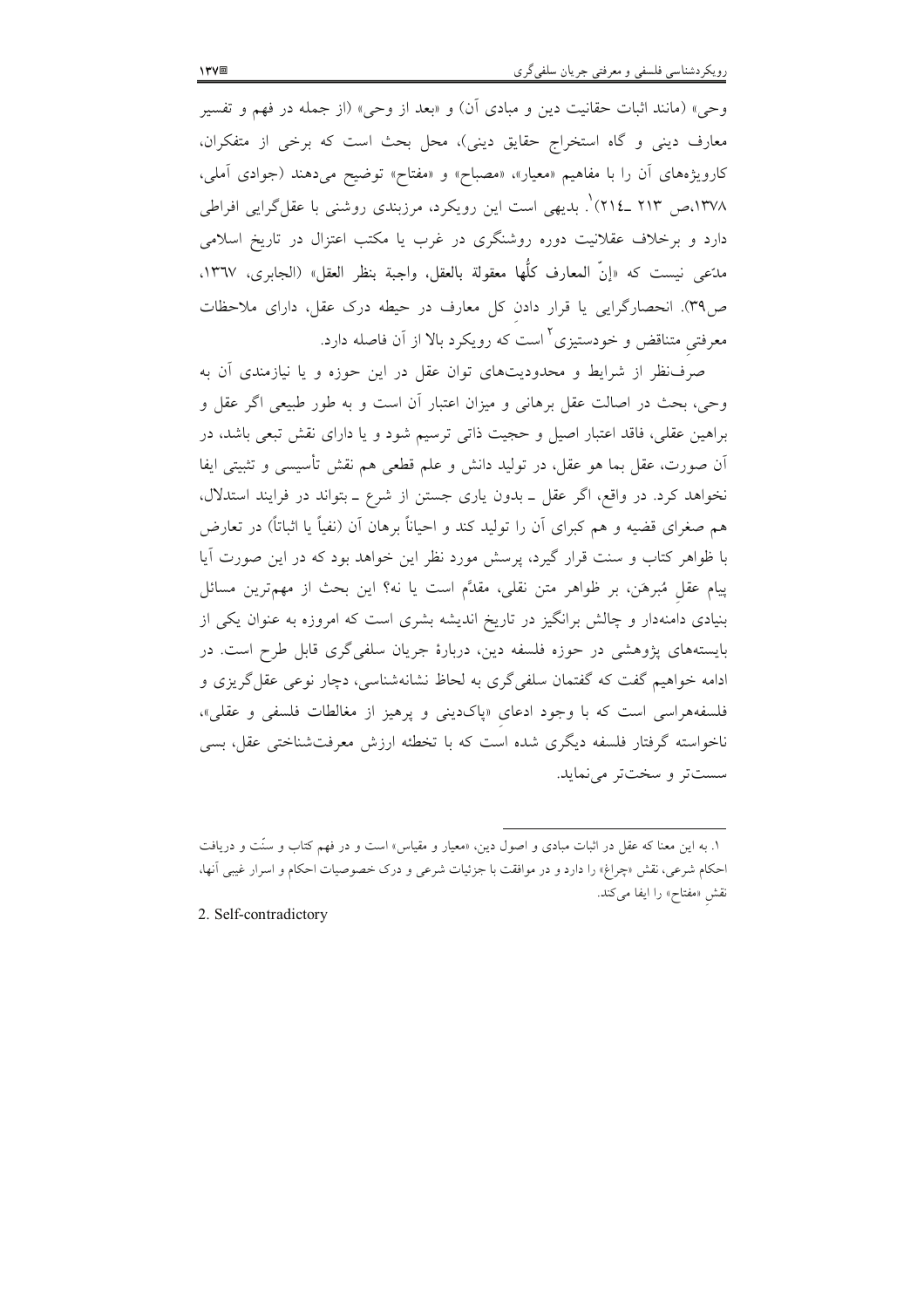وحی» (مانند اثبات حقانیت دین و مبادی آن) و «بعد از وحی» (از جمله در فهم و تفسیر معارف دینی و گاه استخراج حقایق دینی)، محل بحث است که برخی از متفکران، کارویژه‌های آن را با مفاهیم «معیار»، «مصباح» و «مفتاح» توضیح می‌دهند (جوادی آملی، ۱۳۷۸،ص ۲۱۳ ـ۲۱۴)[1]. بدیهی است این رویکرد، مرزبندی روشنی با عقل‌گرایی افراطی دارد و برخلاف عقلانیت دوره روشنگری در غرب یا مکتب اعتزال در تاریخ اسلامی مدّعی نیست که «إنّ المعارف کلُّها معقولة بالعقل، واجبة بنظر العقل» (الجابری، ۱۳٦۷، ص۳۹). انحصارگرایی یا قرار دادن کل معارف در حیطه درک عقل، دارای ملاحظات معرفتی متناقض و خودستیزی[2] است که رویکرد بالا از آن فاصله دارد.

صرف‌نظر از شرایط و محدودیت‌های توان عقل در این حوزه و یا نیازمندی آن به وحی، بحث در اصالت عقل برهانی و میزان اعتبار آن است و به طور طبیعی اگر عقل و براهین عقلی، فاقد اعتبار اصیل و حجیت ذاتی ترسیم شود و یا دارای نقش تبعی باشد، در آن صورت، عقل بما هو عقل، در تولید دانش و علم قطعی هم نقش تأسیسی و تثبیتی ایفا نخواهد کرد. در واقع، اگر عقل ـ بدون یاری جستن از شرع ـ بتواند در فرایند استدلال، هم صغرای قضیه و هم کبرای آن را تولید کند و احیاناً برهان آن (نفیاً یا اثباتاً) در تعارض با ظواهر کتاب و سنت قرار گیرد، پرسش مورد نظر این خواهد بود که در این صورت آیا پیام عقلِ مُبرهَن، بر ظواهر متن نقلی، مقدّم است یا نه؟ این بحث از مهم‌ترین مسائل بنیادی دامنه‌دار و چالش برانگیز در تاریخ اندیشه بشری است که امروزه به عنوان یکی از بایسته‌های پژوهشی در حوزه فلسفه دین، دربارهٔ جریان سلفی‌گری قابل طرح است. در ادامه خواهیم گفت که گفتمان سلفی‌گری به لحاظ نشانه‌شناسی، دچار نوعی عقل‌گریزی و فلسفه‌هراسی است که با وجود ادعای «پاک‌دینی و پرهیز از مغالطات فلسفی و عقلی»، ناخواسته گرفتار فلسفه دیگری شده است که با تخطئه ارزش معرفت‌شناختی عقل، بسی سست‌تر و سخت‌تر می‌نماید.

---

۱. به این معنا که عقل در اثبات مبادی و اصول دین، «معیار و مقیاس» است و در فهم کتاب و سنّت و دریافت احکام شرعی، نقش «چراغ» را دارد و در موافقت با جزئیات شرعی و درک خصوصیات احکام و اسرار غیبی آنها، نقشِ «مفتاح» را ایفا می‌کند.

2. Self-contradictory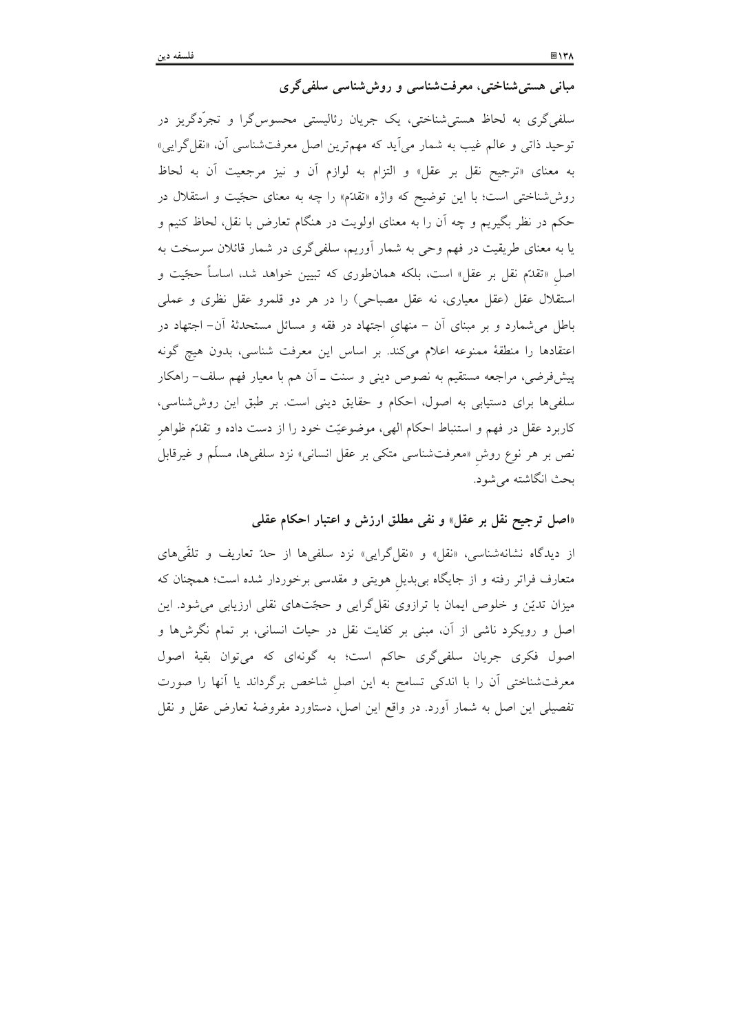## مبانی هستی‌شناختی، معرفت‌شناسی و روش‌شناسی سلفی‌گری

سلفی‌گری به لحاظ هستی‌شناختی، یک جریان رئالیستی محسوس‌گرا و تجرّدگریز در توحید ذاتی و عالم غیب به شمار می‌آید که مهم‌ترین اصل معرفت‌شناسی آن، «نقل‌گرایی» به معنای «ترجیح نقل بر عقل» و التزام به لوازم آن و نیز مرجعیت آن به لحاظ روش‌شناختی است؛ با این توضیح که واژه «تقدّم» را چه به معنای حجّیت و استقلال در حکم در نظر بگیریم و چه آن را به معنای اولویت در هنگام تعارض با نقل، لحاظ کنیم و یا به معنای طریقیت در فهم وحی به شمار آوریم، سلفی‌گری در شمار قائلان سرسخت به اصلِ «تقدّم نقل بر عقل» است، بلکه همان‌طوری که تبیین خواهد شد، اساساً حجّیت و استقلال عقل (عقل معیاری، نه عقل مصباحی) را در هر دو قلمرو عقل نظری و عملی باطل می‌شمارد و بر مبنای آن - منهایِ اجتهاد در فقه و مسائل مستحدثهٔ آن- اجتهاد در اعتقادها را منطقهٔ ممنوعه اعلام می‌کند. بر اساس این معرفت شناسی، بدون هیچ گونه پیش‌فرضی، مراجعه مستقیم به نصوص دینی و سنت ـ آن هم با معیار فهم سلف- راهکار سلفی‌ها برای دستیابی به اصول، احکام و حقایق دینی است. بر طبق این روش‌شناسی، کاربرد عقل در فهم و استنباط احکام الهی، موضوعیّت خود را از دست داده و تقدّم ظواهرِ نص بر هر نوع روشِ «معرفت‌شناسی متکی بر عقل انسانی» نزد سلفی‌ها، مسلّم و غیرقابل بحث انگاشته می‌شود.

## «اصل ترجیح نقل بر عقل» و نفی مطلق ارزش و اعتبار احکام عقلی

از دیدگاه نشانه‌شناسی، «نقل» و «نقل‌گرایی» نزد سلفی‌ها از حدّ تعاریف و تلقّی‌های متعارف فراتر رفته و از جایگاه بی‌بدیلِ هویتی و مقدسی برخوردار شده است؛ همچنان که میزان تدیّن و خلوص ایمان با ترازوی نقل‌گرایی و حجّت‌های نقلی ارزیابی می‌شود. این اصل و رویکرد ناشی از آن، مبنی بر کفایت نقل در حیات انسانی، بر تمام نگرش‌ها و اصول فکری جریان سلفی‌گری حاکم است؛ به گونه‌ای که می‌توان بقیهٔ اصول معرفت‌شناختی آن را با اندکی تسامح به این اصلِ شاخص برگرداند یا آنها را صورت تفصیلی این اصل به شمار آورد. در واقع این اصل، دستاورد مفروضهٔ تعارض عقل و نقل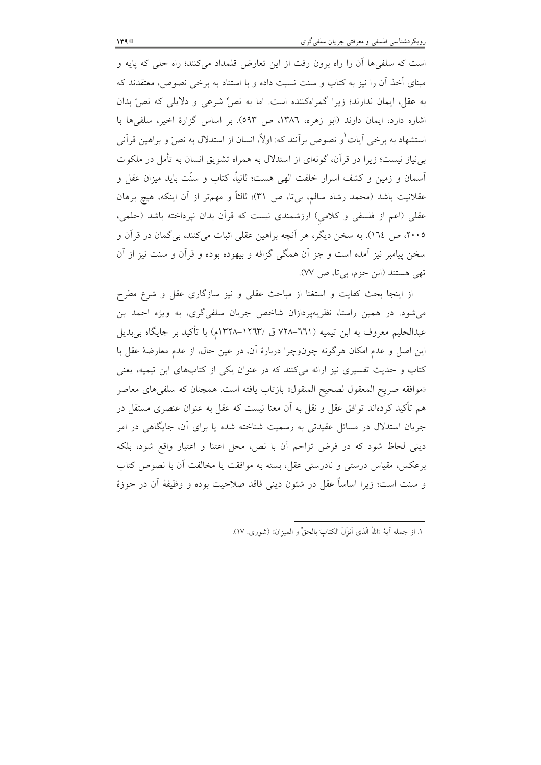است که سلفی‌ها آن را راه برون رفت از این تعارض قلمداد می‌کنند؛ راه حلی که پایه و مبنای أخذ آن را نیز به کتاب و سنت نسبت داده و با استناد به برخی نصوص، معتقدند که به عقل، ایمان ندارند؛ زیرا گمراه‌کننده است. اما به نصِّ شرعی و دلایلی که نصّ بدان اشاره دارد، ایمان دارند (ابو زهره، ۱۳۸٦، ص ۵۹۳). بر اساس گزارهٔ اخیر، سلفی‌ها با استشهاد به برخی آیات[1] و نصوص برآنند که: اولاً، انسان از استدلال به نصّ و براهین قرآنی بی‌نیاز نیست؛ زیرا در قرآن، گونه‌ای از استدلال به همراه تشویق انسان به تأمل در ملکوت آسمان و زمین و کشف اسرار خلقت الهی هست؛ ثانیاً، کتاب و سنّت باید میزان عقل و عقلانیت باشد (محمد رشاد سالم، بی‌تا، ص ۳۱)؛ ثالثاً و مهم‌تر از آن اینکه، هیچ برهان عقلی (اعم از فلسفی و کلامی) ارزشمندی نیست که قرآن بدان نپرداخته باشد (حلمی، ۲۰۰۵، ص ۱٦٤). به سخن دیگر، هر آنچه براهین عقلی اثبات می‌کنند، بی‌گمان در قرآن و سخن پیامبر نیز آمده است و جز آن همگی گزافه و بیهوده بوده و قرآن و سنت نیز از آن تهی هستند (ابن حزم، بی‌تا، ص ۷۷).

از اینجا بحث کفایت و استغنا از مباحث عقلی و نیز سازگاری عقل و شرع مطرح می‌شود. در همین راستا، نظریه‌پردازان شاخص جریان سلفی‌گری، به ویژه احمد بن عبدالحلیم معروف به ابن تیمیه (٦٦١-۷۲۸ ق /۱۲٦۳-۱۳۲۸م) با تأکید بر جایگاه بی‌بدیل این اصل و عدم امکان هرگونه چون‌وچرا دربارهٔ آن، در عین حال، از عدم معارضهٔ عقل با کتاب و حدیث تفسیری نیز ارائه می‌کنند که در عنوان یکی از کتاب‌های ابن تیمیه، یعنی «موافقه صریح المعقول لصحیح المنقول» بازتاب یافته است. همچنان که سلفی‌های معاصر هم تأکید کرده‌اند توافق عقل و نقل به آن معنا نیست که عقل به عنوان عنصری مستقل در جریان استدلال در مسائل عقیدتی به رسمیت شناخته شده یا برای آن، جایگاهی در امر دینی لحاظ شود که در فرض تزاحم آن با نص، محل اعتنا و اعتبار واقع شود، بلکه برعکس، مقیاس درستی و نادرستی عقل، بسته به موافقت یا مخالفت آن با نصوص کتاب و سنت است؛ زیرا اساساً عقل در شئون دینی فاقد صلاحیت بوده و وظیفهٔ آن در حوزهٔ

---

۱. از جمله آیهٔ «اللهُ الَّذی أنزَلَ الکتابَ بالحقِّ و المیزان» (شوری: ۱۷).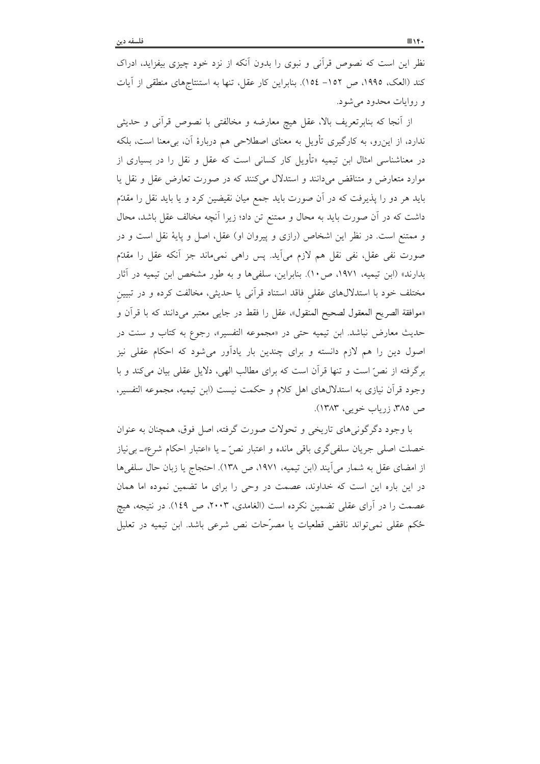نظر این است که نصوص قرآنی و نبوی را بدون آنکه از نزد خود چیزی بیفزاید، ادراک کند (العک، ۱۹۹۵، ص ۱۵۲- ۱۵٤). بنابراین کار عقل، تنها به استنتاج‌های منطقی از آیات و روایات محدود می‌شود.

از آنجا که بنابرتعریف بالا، عقل هیچ معارضه و مخالفتی با نصوص قرآنی و حدیثی ندارد، از این‌رو، به کارگیری تأویل به معنای اصطلاحی هم دربارهٔ آن، بی‌معنا است، بلکه در معناشناسی امثال ابن تیمیه «تأویل کار کسانی است که عقل و نقل را در بسیاری از موارد متعارض و متناقض می‌دانند و استدلال می‌کنند که در صورت تعارض عقل و نقل یا باید هر دو را پذیرفت که در آن صورت باید جمع میان نقیضین کرد و یا باید نقل را مقدّم داشت که در آن صورت باید به محال و ممتنع تن داد؛ زیرا آنچه مخالف عقل باشد، محال و ممتنع است. در نظر این اشخاص (رازی و پیروان او) عقل، اصل و پایهٔ نقل است و در صورت نفی عقل، نفی نقل هم لازم می‌آید. پس راهی نمی‌ماند جز آنکه عقل را مقدّم بدارند» (ابن تیمیه، ۱۹۷۱، ص۱۰). بنابراین، سلفی‌ها و به طور مشخص ابن تیمیه در آثار مختلف خود با استدلال‌های عقلیِ فاقد استناد قرآنی یا حدیثی، مخالفت کرده و در تبیینِ «موافقة الصریح المعقول لصحیح المنقول»، عقل را فقط در جایی معتبر می‌دانند که با قرآن و حدیث معارض نباشد. ابن تیمیه حتی در «مجموعه التفسیر»، رجوع به کتاب و سنت در اصول دین را هم لازم دانسته و برای چندین بار یادآور می‌شود که احکام عقلی نیز برگرفته از نصّ است و تنها قرآن است که برای مطالب الهی، دلایل عقلی بیان می‌کند و با وجود قرآن نیازی به استدلال‌های اهل کلام و حکمت نیست (ابن تیمیه، مجموعه التفسیر، ص ۳۸۵، زریاب خویی، ۱۳۸۳).

با وجود دگرگونی‌های تاریخی و تحولات صورت گرفته، اصل فوق، همچنان به عنوان خصلت اصلی جریان سلفی‌گری باقی مانده و اعتبار نصّ ـ یا «اعتبار احکام شرع»ـ بی‌نیاز از امضای عقل به شمار می‌آیند (ابن تیمیه، ۱۹۷۱، ص ۱۳۸). احتجاج یا زبان حال سلفی‌ها در این باره این است که خداوند، عصمت در وحی را برای ما تضمین نموده اما همان عصمت را در آرای عقلی تضمین نکرده است (الغامدی، ۲۰۰۳، ص ۱٤۹). در نتیجه، هیچ حُکم عقلی نمی‌تواند ناقض قطعیات یا مصرّحات نص شرعی باشد. ابن تیمیه در تعلیل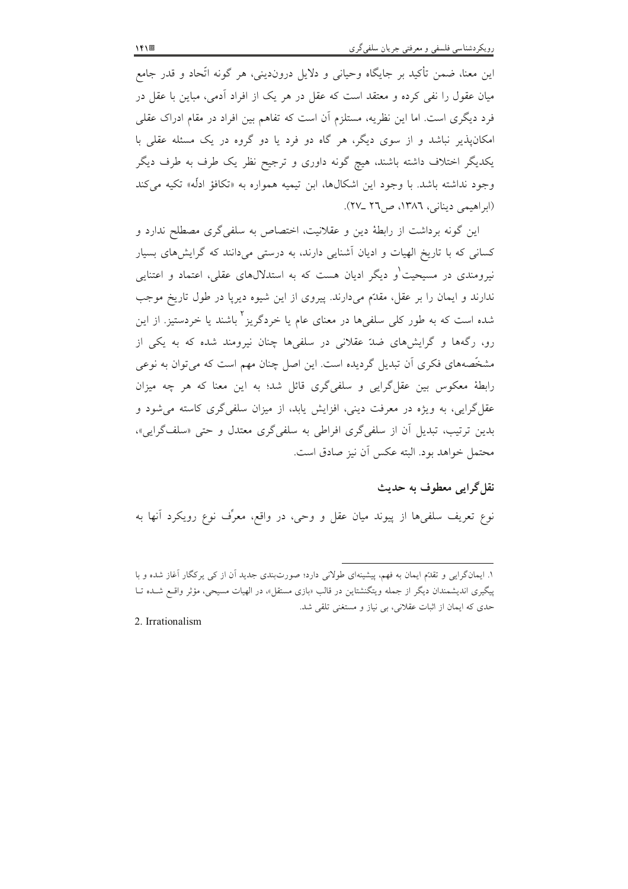این معنا، ضمن تأکید بر جایگاه وحیانی و دلایل درون‌دینی، هر گونه اتّحاد و قدر جامع میان عقول را نفی کرده و معتقد است که عقل در هر یک از افراد آدمی، مباین با عقل در فرد دیگری است. اما این نظریه، مستلزم آن است که تفاهم بین افراد در مقام ادراک عقلی امکان‌پذیر نباشد و از سوی دیگر، هر گاه دو فرد یا دو گروه در یک مسئله عقلی با یکدیگر اختلاف داشته باشند، هیچ گونه داوری و ترجیح نظر یک طرف به طرف دیگر وجود نداشته باشد. با وجود این اشکال‌ها، ابن تیمیه همواره به «تکافؤ ادلّه» تکیه می‌کند (ابراهیمی دینانی، ۱۳۸٦، ص۲٦ ـ۲۷).

این گونه برداشت از رابطهٔ دین و عقلانیت، اختصاص به سلفی‌گری مصطلح ندارد و کسانی که با تاریخ الهیات و ادیان آشنایی دارند، به درستی می‌دانند که گرایش‌های بسیار نیرومندی در مسیحیت[1] و دیگر ادیان هست که به استدلال‌های عقلی، اعتماد و اعتنایی ندارند و ایمان را بر عقل، مقدّم می‌دارند. پیروی از این شیوه دیرپا در طول تاریخ موجب شده است که به طور کلی سلفی‌ها در معنای عام یا خردگریز[2] باشند یا خردستیز. از این رو، رگه‌ها و گرایش‌های ضدّ عقلانی در سلفی‌ها چنان نیرومند شده که به یکی از مشخّصه‌های فکری آن تبدیل گردیده است. این اصل چنان مهم است که می‌توان به نوعی رابطهٔ معکوس بین عقل‌گرایی و سلفی‌گری قائل شد؛ به این معنا که هر چه میزان عقل‌گرایی، به ویژه در معرفت دینی، افزایش یابد، از میزان سلفی‌گری کاسته می‌شود و بدین ترتیب، تبدیل آن از سلفی‌گری افراطی به سلفی‌گری معتدل و حتی «سلف‌گرایی»، محتمل خواهد بود. البته عکس آن نیز صادق است.

## نقل‌گرایی معطوف به حدیث

نوع تعریف سلفی‌ها از پیوند میان عقل و وحی، در واقع، معرِّف نوع رویکرد آنها به

---

۱. ایمان‌گرایی و تقدّم ایمان به فهم، پیشینه‌ای طولانی دارد؛ صورت‌بندی جدید آن از کی یرکگار آغاز شده و با پیگیری اندیشمندان دیگر از جمله ویتگنشتاین در قالب «بازی مستقل»، در الهیات مسیحی، مؤثر واقع شـده تـا حدی که ایمان از اثبات عقلانی، بی نیاز و مستغنی تلقی شد.

2. Irrationalism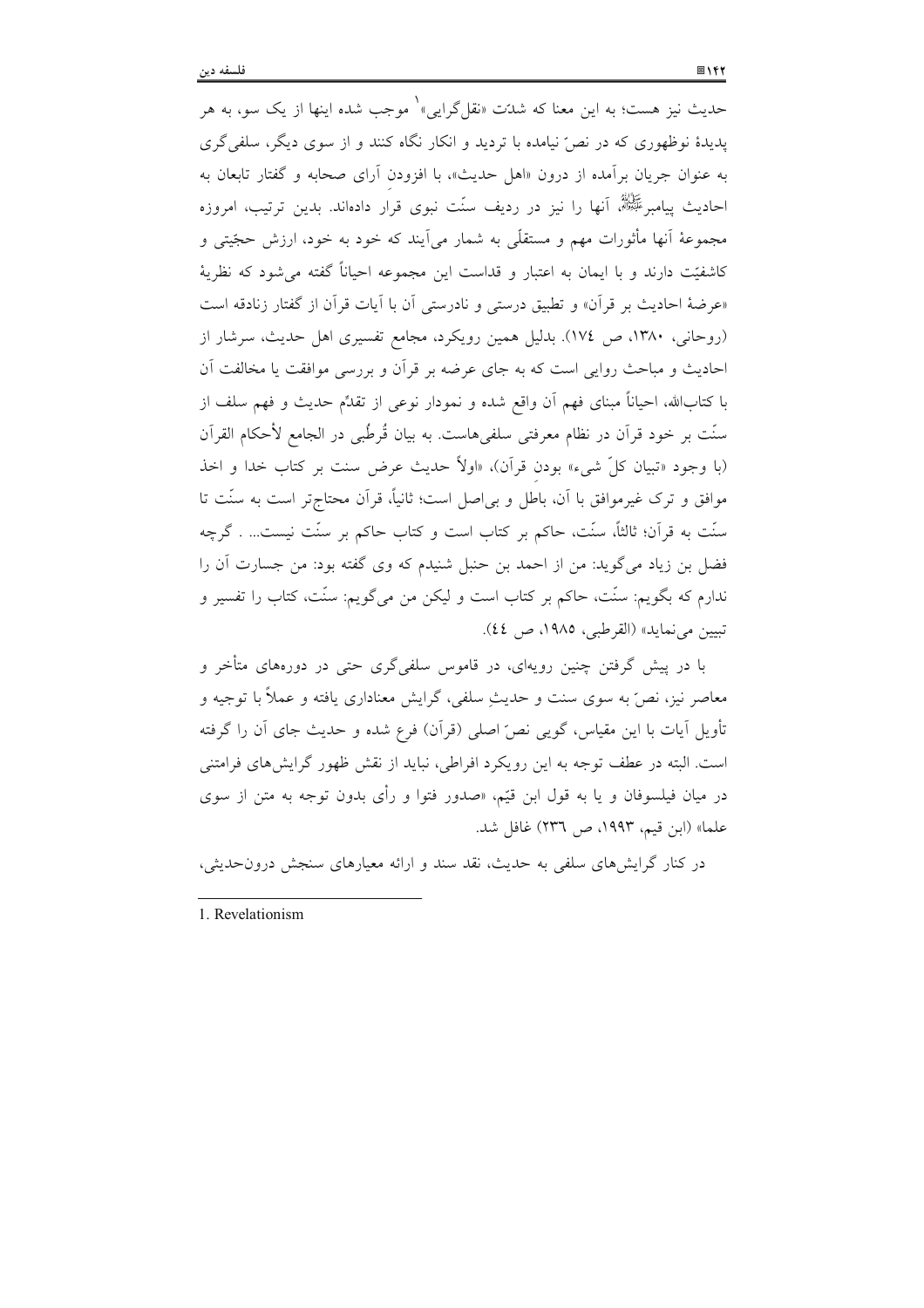حدیث نیز هست؛ به این معنا که شدّت «نقل‌گرایی»[1] موجب شده اینها از یک سو، به هر پدیدهٔ نوظهوری که در نصّ نیامده با تردید و انکار نگاه کنند و از سوی دیگر، سلفی‌گری به عنوان جریان برآمده از درون «اهل حدیث»، با افزودن آرای صحابه و گفتار تابعان به احادیث پیامبرﷺ، آنها را نیز در ردیف سنّت نبوی قرار داده‌اند. بدین ترتیب، امروزه مجموعهٔ آنها مأثورات مهم و مستقلّی به شمار می‌آیند که خود به خود، ارزش حجّیتی و کاشفیّت دارند و با ایمان به اعتبار و قداست این مجموعه احیاناً گفته می‌شود که نظریهٔ «عرضهٔ احادیث بر قرآن» و تطبیق درستی و نادرستی آن با آیات قرآن از گفتار زنادقه است (روحانی، ۱۳۸۰، ص ۱۷٤). بدلیل همین رویکرد، مجامع تفسیری اهل حدیث، سرشار از احادیث و مباحث روایی است که به جای عرضه بر قرآن و بررسی موافقت یا مخالفت آن با کتاب‌الله، احیاناً مبنای فهم آن واقع شده و نمودار نوعی از تقدّم حدیث و فهم سلف از سنّت بر خود قرآن در نظام معرفتی سلفی‌هاست. به بیان قُرطُبی در الجامع لأحکام القرآن (با وجود «تبیان کلّ شیء» بودنِ قرآن)، «اولاً حدیث عرض سنت بر کتاب خدا و اخذ موافق و ترک غیرموافق با آن، باطل و بی‌اصل است؛ ثانیاً، قرآن محتاج‌تر است به سنّت تا سنّت به قرآن؛ ثالثاً، سنّت، حاکم بر کتاب است و کتاب حاکم بر سنّت نیست... . گرچه فضل بن زیاد می‌گوید: من از احمد بن حنبل شنیدم که وی گفته بود: من جسارت آن را ندارم که بگویم: سنّت، حاکم بر کتاب است و لیکن من می‌گویم: سنّت، کتاب را تفسیر و تبیین می‌نماید» (القرطبی، ۱۹۸۵، ص ٤٤).

با در پیش گرفتن چنین رویه‌ای، در قاموس سلفی‌گری حتی در دوره‌های متأخر و معاصر نیز، نصّ به سوی سنت و حدیثِ سلفی، گرایش معناداری یافته و عملاً با توجیه و تأویل آیات با این مقیاس، گویی نصّ اصلی (قرآن) فرع شده و حدیث جای آن را گرفته است. البته در عطف توجه به این رویکرد افراطی، نباید از نقش ظهور گرایش‌های فرامتنی در میان فیلسوفان و یا به قول ابن قیّم، «صدور فتوا و رأی بدون توجه به متن از سوی علما» (ابن قیم، ۱۹۹۳، ص ۲۳٦) غافل شد.

در کنار گرایش‌های سلفی به حدیث، نقد سند و ارائه معیارهای سنجش درون‌حدیثی،

---

1. Revelationism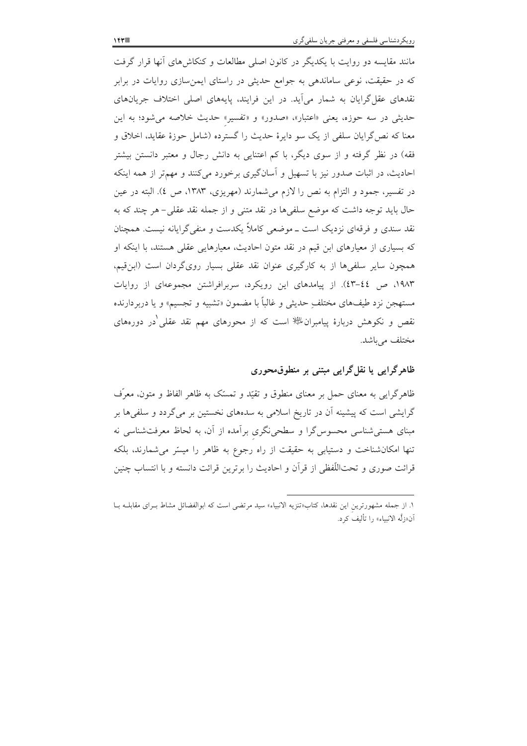مانند مقایسه دو روایت با یکدیگر در کانون اصلی مطالعات و کنکاش‌های آنها قرار گرفت که در حقیقت، نوعی ساماندهی به جوامع حدیثی در راستای ایمن‌سازی روایات در برابر نقدهای عقل‌گرایان به شمار می‌آید. در این فرایند، پایه‌های اصلی اختلاف جریان‌های حدیثی در سه حوزه، یعنی «اعتبار»، «صدور» و «تفسیرِ» حدیث خلاصه می‌شود؛ به این معنا که نص‌گرایان سلفی از یک سو دایرهٔ حدیث را گسترده (شامل حوزهٔ عقاید، اخلاق و فقه) در نظر گرفته و از سوی دیگر، با کم اعتنایی به دانش رجال و معتبر دانستن بیشتر احادیث، در اثبات صدور نیز با تسهیل و آسان‌گیری برخورد می‌کنند و مهم‌تر از همه اینکه در تفسیر، جمود و التزام به نص را لازم می‌شمارند (مهریزی، ۱۳۸۳، ص ٤). البته در عین حال باید توجه داشت که موضع سلفی‌ها در نقد متنی و از جمله نقد عقلی– هر چند که به نقد سندی و فرقه‌ای نزدیک است ـ موضعی کاملاً یکدست و منفی‌گرایانه نیست. همچنان که بسیاری از معیارهای ابن قیم در نقد متون احادیث، معیارهایی عقلی هستند، با اینکه او همچون سایر سلفی‌ها از به کارگیری عنوان نقد عقلی بسیار روی‌گردان است (ابن‌قیم، ۱۹۸۳، ص ٤٤-٤٣). از پیامدهای این رویکرد، سربرافراشتن مجموعه‌ای از روایات مستهجن نزد طیف‌های مختلفِ حدیثی و غالباً با مضمون «تشبیه و تجسیم» و یا دربردارنده نقص و نکوهش دربارهٔ پیامبرانﷺ است که از محورهای مهم نقد عقلی[1] در دوره‌های مختلف می‌باشد.

## ظاهرگرایی یا نقل‌گرایی مبتنی بر منطوق‌محوری

ظاهرگرایی به معنای حمل بر معنای منطوق و تقیّد و تمسّک به ظاهر الفاظ و متون، معرّف گرایشی است که پیشینه آن در تاریخ اسلامی به سده‌های نخستین بر می‌گردد و سلفی‌ها بر مبنای هستی‌شناسی محسوس‌گرا و سطحی‌نگری برآمده از آن، به لحاظ معرفت‌شناسی نه تنها امکان‌شناخت و دستیابی به حقیقت از راه رجوع به ظاهر را میسّر می‌شمارند، بلکه قرائت صوری و تحت‌اللّفظی از قرآن و احادیث را برترین قرائت دانسته و با انتساب چنین

---

۱. از جمله مشهورترینِ این نقدها، کتاب«تنزیه الانبیاء» سید مرتضی است که ابوالفضائل مشاط بـرای مقابلـه بـا آن«زلّه الانبیاء» را تألیف کرد.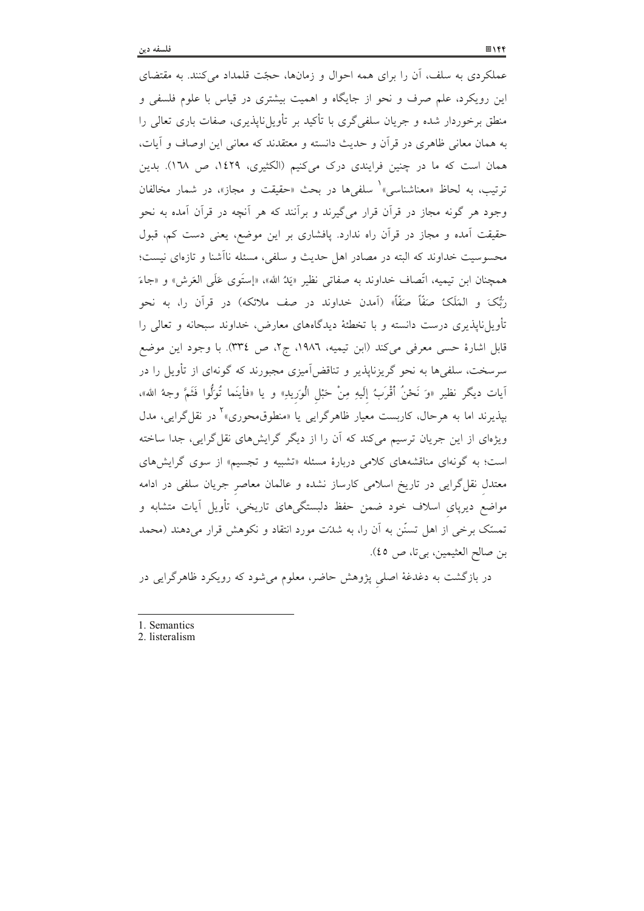عملکردی به سلف، آن را برای همه احوال و زمان‌ها، حجّت قلمداد می‌کنند. به مقتضای این رویکرد، علم صرف و نحو از جایگاه و اهمیت بیشتری در قیاس با علوم فلسفی و منطق برخوردار شده و جریان سلفی‌گری با تأکید بر تأویل‌ناپذیری، صفات باری تعالی را به همان معانی ظاهری در قرآن و حدیث دانسته و معتقدند که معانی این اوصاف و آیات، همان است که ما در چنین فرایندی درک می‌کنیم (الکثیری، ١٤٢٩، ص ١٦٨). بدین ترتیب، به لحاظ «معناشناسی»[1] سلفی‌ها در بحث «حقیقت و مجاز»، در شمار مخالفان وجود هر گونه مجاز در قرآن قرار می‌گیرند و برآنند که هر آنچه در قرآن آمده به نحو حقیقت آمده و مجاز در قرآن راه ندارد. پافشاری بر این موضع، یعنی دست کم، قبول محسوسیت خداوند که البته در مصادر اهل حدیث و سلفی، مسئله ناآشنا و تازه‌ای نیست؛ همچنان ابن تیمیه، اتّصاف خداوند به صفاتی نظیر «يَدُ الله»، «إستَوى عَلَى العَرش» و «جاءَ رَبُّكَ و المَلَكُ صَفّاً صَفّاً» (آمدن خداوند در صف ملائکه) در قرآن را، به نحو تأویل‌ناپذیری درست دانسته و با تخطئهٔ دیدگاه‌های معارض، خداوند سبحانه و تعالی را قابل اشارهٔ حسی معرفی می‌کند (ابن تیمیه، ١٩٨٦، ج٢، ص ٣٣٤). با وجود این موضع سرسخت، سلفی‌ها به نحو گریزناپذیر و تناقض‌آمیزی مجبورند که گونه‌ای از تأویل را در آیات دیگر نظیر «وَ نَحْنُ أَقْرَبُ إِلَيهِ مِنْ حَبْلِ الْوَرِيدِ» و یا «فأينَما تُوَلُّوا فَثَمَّ وجهُ الله»، بپذیرند اما به هرحال، کاربست معیار ظاهرگرایی یا «منطوق‌محوری»[2] در نقل‌گرایی، مدل ویژه‌ای از این جریان ترسیم می‌کند که آن را از دیگر گرایش‌های نقل‌گرایی، جدا ساخته است؛ به گونه‌ای مناقشه‌های کلامی دربارهٔ مسئله «تشبیه و تجسیم» از سوی گرایش‌های معتدل نقل‌گرایی در تاریخ اسلامی کارساز نشده و عالمان معاصر جریان سلفی در ادامه مواضع دیرپای اسلاف خود ضمن حفظ دلبستگی‌های تاریخی، تأویل آیات متشابه و تمسّک برخی از اهل تسنّن به آن را، به شدّت مورد انتقاد و نکوهش قرار می‌دهند (محمد بن صالح العثیمین، بی‌تا، ص ٤٥).

در بازگشت به دغدغهٔ اصلیِ پژوهش حاضر، معلوم می‌شود که رویکرد ظاهرگرایی در

---

1. Semantics
2. listeralism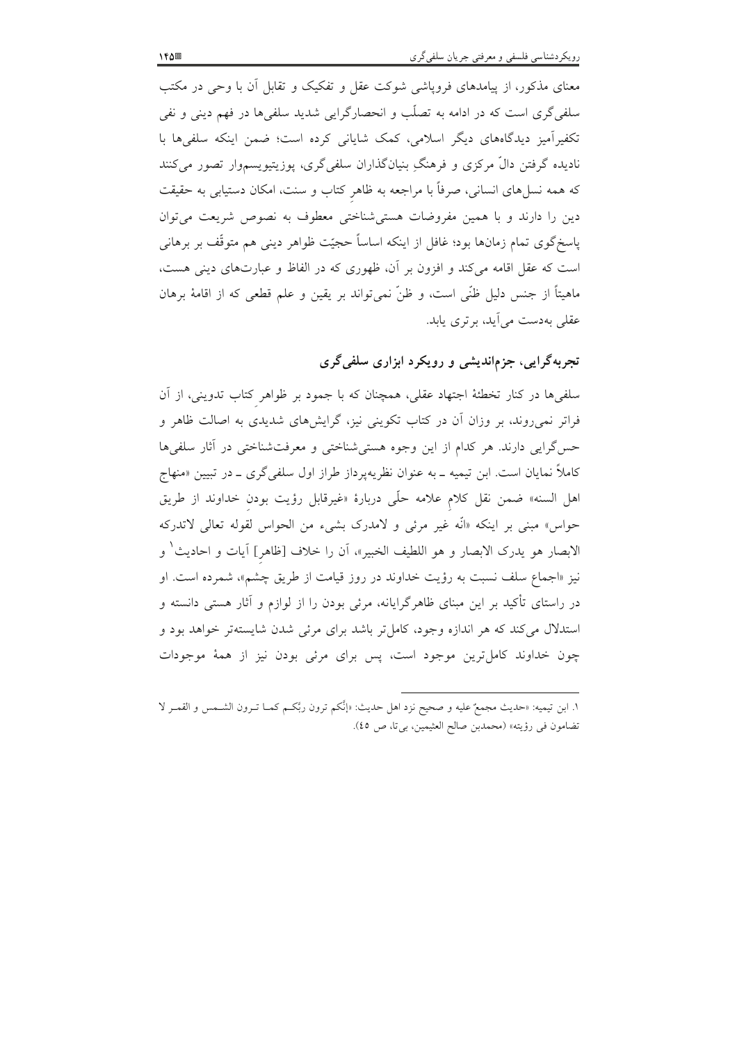معنای مذکور، از پیامدهای فروپاشی شوکت عقل و تفکیک و تقابل آن با وحی در مکتب سلفی‌گری است که در ادامه به تصلّب و انحصارگرایی شدید سلفی‌ها در فهم دینی و نفی تکفیرآمیز دیدگاه‌های دیگر اسلامی، کمک شایانی کرده است؛ ضمن اینکه سلفی‌ها با نادیده گرفتن دالّ مرکزی و فرهنگِ بنیانگذاران سلفی‌گری، پوزیتیویسم‌وار تصور می‌کنند که همه نسل‌های انسانی، صرفاً با مراجعه به ظاهرِ کتاب و سنت، امکان دستیابی به حقیقت دین را دارند و با همین مفروضات هستی‌شناختی معطوف به نصوص شریعت می‌توان پاسخگوی تمام زمان‌ها بود؛ غافل از اینکه اساساً حجیّت ظواهر دینی هم متوقّف بر برهانی است که عقل اقامه می‌کند و افزون بر آن، ظهوری که در الفاظ و عبارت‌های دینی هست، ماهیتاً از جنس دلیل ظنّی است، و ظنّ نمی‌تواند بر یقین و علم قطعی که از اقامهٔ برهان عقلی به‌دست می‌آید، برتری یابد.

## تجربه‌گرایی، جزم‌اندیشی و رویکرد ابزاری سلفی‌گری

سلفی‌ها در کنار تخطئهٔ اجتهاد عقلی، همچنان که با جمود بر ظواهرِ کتاب تدوینی، از آن فراتر نمی‌روند، بر وزان آن در کتاب تکوینی نیز، گرایش‌های شدیدی به اصالت ظاهر و حس‌گرایی دارند. هر کدام از این وجوه هستی‌شناختی و معرفت‌شناختی در آثار سلفی‌ها کاملاً نمایان است. ابن تیمیه ـ به عنوان نظریه‌پرداز طراز اول سلفی‌گری ـ در تبیین «منهاج اهل السنه» ضمن نقل کلامِ علامه حلّی دربارهٔ «غیرقابل رؤیت بودنِ خداوند از طریق حواس» مبنی بر اینکه «انّه غیر مرئی و لامدرک بشیء من الحواس لقوله تعالی لاتدرکه الابصار هو یدرک الابصار و هو اللطیف الخبیر»، آن را خلاف [ظاهرِ] آیات و احادیث[1] و نیز «اجماع سلف نسبت به رؤیت خداوند در روز قیامت از طریق چشم»، شمرده است. او در راستای تأکید بر این مبنای ظاهرگرایانه، مرئی بودن را از لوازم و آثار هستی دانسته و استدلال می‌کند که هر اندازه وجود، کامل‌تر باشد برای مرئی شدن شایسته‌تر خواهد بود و چون خداوند کامل‌ترین موجود است، پس برای مرئی بودن نیز از همهٔ موجودات

---

۱. ابن تیمیه: «حدیث مجمعٌ علیه و صحیح نزد اهل حدیث: «إنّکم ترون ربَّکم کما ترون الشمس و القمر لا تضامون فی رؤیته» (محمدبن صالح العثیمین، بی‌تا، ص ٤٥).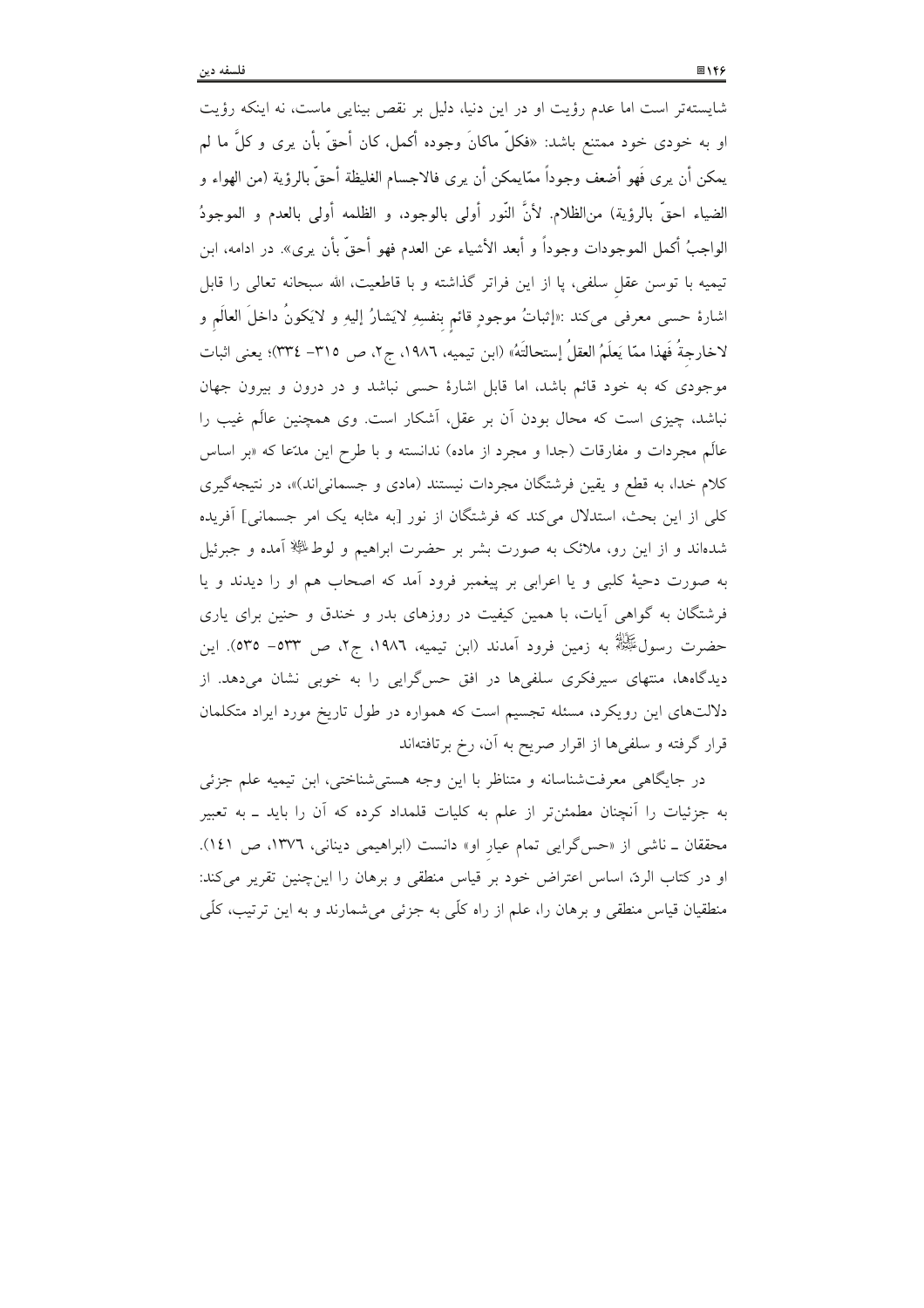شایسته‌تر است اما عدم رؤیت او در این دنیا، دلیل بر نقص بینایی ماست، نه اینکه رؤیت او به خودی خود ممتنع باشد: «فکلّ ماکانَ وجوده أکمل، کان أحقّ بأن یری و کلَّ ما لم یمکن أن یری فَهو أضعف وجوداً ممّایمکن أن یری فالاجسام الغلیظة أحقّ بالرؤیة (من الهواء و الضیاء احقّ بالرؤیة) منالظلام. لأنَّ النّور أولی بالوجود، و الظلمه أولی بالعدم و الموجودُ الواجبُ أکمل الموجودات وجوداً و أبعد الأشیاء عن العدم فهو أحقّ بأن یری». در ادامه، ابن تیمیه با توسن عقلِ سلفی، پا از این فراتر گذاشته و با قاطعیت، الله سبحانه تعالی را قابل اشارهٔ حسی معرفی می‌کند :«إثباتُ موجودٍ قائمٍ بنفسِهِ لایَشارُ إلیهِ و لایَکونُ داخلَ العالَمِ و لاخارجةُ فَهذا ممّا یَعلَمُ العقلُ إستحالتَهُ» (ابن تیمیه، ۱۹۸٦، ج۲، ص ۳۱٥- ۳۳٤)؛ یعنی اثبات موجودی که به خود قائم باشد، اما قابل اشارهٔ حسی نباشد و در درون و بیرون جهان نباشد، چیزی است که محال بودن آن بر عقل، آشکار است. وی همچنین عالَم غیب را عالَم مجردات و مفارقات (جدا و مجرد از ماده) ندانسته و با طرح این مدّعا که «بر اساس کلام خدا، به قطع و یقین فرشتگان مجردات نیستند (مادی و جسمانی‌اند)»، در نتیجه‌گیری کلی از این بحث، استدلال می‌کند که فرشتگان از نور [به مثابه یک امر جسمانی] آفریده شده‌اند و از این رو، ملائک به صورت بشر بر حضرت ابراهیم و لوط عليه السلام آمده و جبرئیل به صورت دحیهٔ کلبی و یا اعرابی بر پیغمبر فرود آمد که اصحاب هم او را دیدند و یا فرشتگان به گواهی آیات، با همین کیفیت در روزهای بدر و خندق و حنین برای یاری حضرت رسول صلى الله عليه وسلم به زمین فرود آمدند (ابن تیمیه، ۱۹۸٦، ج۲، ص ٥۳۳- ٥۳٥). این دیدگاه‌ها، منتهای سیرفکری سلفی‌ها در افق حس‌گرایی را به خوبی نشان می‌دهد. از دلالت‌های این رویکرد، مسئله تجسیم است که همواره در طول تاریخ مورد ایراد متکلمان قرار گرفته و سلفی‌ها از اقرار صریح به آن، رخ برتافته‌اند

در جایگاهی معرفت‌شناسانه و متناظر با این وجه هستی‌شناختی، ابن تیمیه علم جزئی به جزئیات را آنچنان مطمئن‌تر از علم به کلیات قلمداد کرده که آن را باید ـ به تعبیر محققان ـ ناشی از «حس‌گرایی تمام عیارِ او» دانست (ابراهیمی دینانی، ۱۳۷٦، ص ۱٤۱). او در کتاب الردّ، اساس اعتراض خود بر قیاس منطقی و برهان را این‌چنین تقریر می‌کند: منطقیان قیاس منطقی و برهان را، علم از راه کلّی به جزئی می‌شمارند و به این ترتیب، کلّی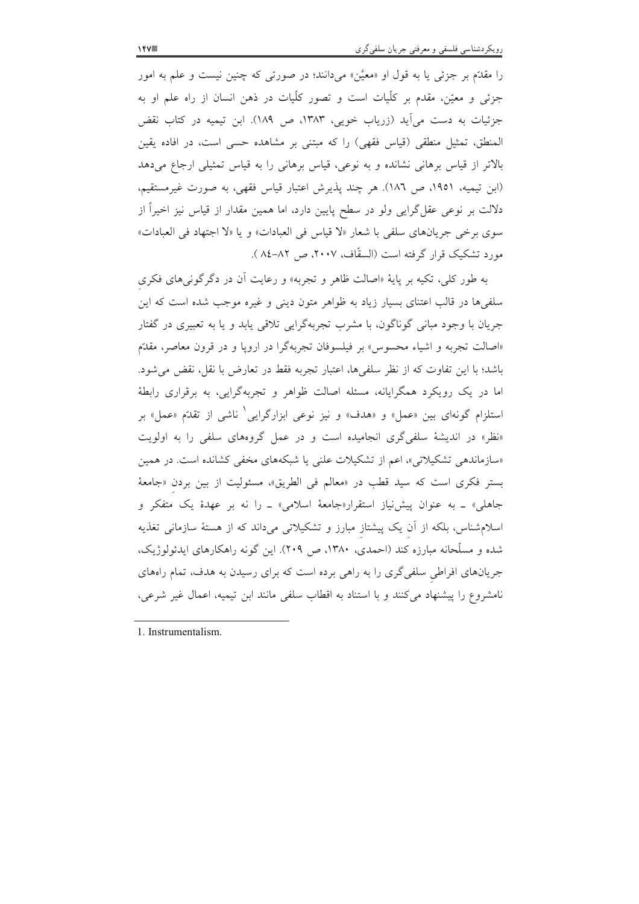را مقدّم بر جزئی یا به قول او «معیَّن» می‌دانند؛ در صورتی که چنین نیست و علم به امور جزئی و معیّن، مقدم بر کلّیات است و تصور کلّیات در ذهن انسان از راه علم او به جزئیات به دست می‌آید (زریاب خویی، ۱۳۸۳، ص ۱۸۹). ابن تیمیه در کتاب نقض المنطق، تمثیل منطقی (قیاس فقهی) را که مبتنی بر مشاهده حسی است، در افاده یقین بالاتر از قیاس برهانی نشانده و به نوعی، قیاس برهانی را به قیاس تمثیلی ارجاع می‌دهد (ابن تیمیه، ۱۹۵۱، ص ١٨٦). هر چند پذیرش اعتبار قیاس فقهی، به صورت غیرمستقیم، دلالت بر نوعی عقل‌گرایی ولو در سطح پایین دارد، اما همین مقدار از قیاس نیز اخیراً از سوی برخی جریان‌های سلفی با شعار «لا قیاس فی العبادات» و یا «لا اجتهاد فی العبادات» مورد تشکیک قرار گرفته است (السقّاف، ۲۰۰۷، ص ٨٢–٨٤ ).

به طور کلی، تکیه بر پایهٔ «اصالت ظاهر و تجربه» و رعایت آن در دگرگونی‌های فکریِ سلفی‌ها در قالب اعتنای بسیار زیاد به ظواهر متون دینی و غیره موجب شده است که این جریان با وجود مبانی گوناگون، با مشرب تجربه‌گرایی تلاقی یابد و یا به تعبیری در گفتار «اصالت تجربه و اشیاء محسوس» بر فیلسوفان تجربه‌گرا در اروپا و در قرون معاصر، مقدّم باشد؛ با این تفاوت که از نظر سلفی‌ها، اعتبار تجربه فقط در تعارض با نقل، نقض می‌شود. اما در یک رویکرد همگرایانه، مسئله اصالت ظواهر و تجربه‌گرایی، به برقراری رابطهٔ استلزام گونه‌ای بین «عمل» و «هدف» و نیز نوعی ابزارگرایی[1] ناشی از تقدّم «عمل» بر «نظر» در اندیشهٔ سلفی‌گری انجامیده است و در عمل گروه‌های سلفی را به اولویت «سازماندهی تشکیلاتی»، اعم از تشکیلات علنی یا شبکه‌های مخفی کشانده است. در همین بستر فکری است که سید قطب در «معالم فی الطریق»، مسئولیت از بین بردنِ «جامعهٔ جاهلی» ـ به عنوان پیش‌نیاز استقرار«جامعهٔ اسلامی» ـ را نه بر عهدهٔ یک متفکر و اسلام‌شناس، بلکه از آنِ یک پیشتازِ مبارز و تشکیلاتی می‌داند که از هستهٔ سازمانی تغذیه شده و مسلّحانه مبارزه کند (احمدی، ۱۳۸۰، ص ۲۰۹). این گونه راهکارهای ایدئولوژیک، جریان‌های افراطیِ سلفی‌گری را به راهی برده است که برای رسیدن به هدف، تمام راه‌های نامشروع را پیشنهاد می‌کنند و با استناد به اقطاب سلفی مانند ابن تیمیه، اعمال غیر شرعی،

---

1. Instrumentalism.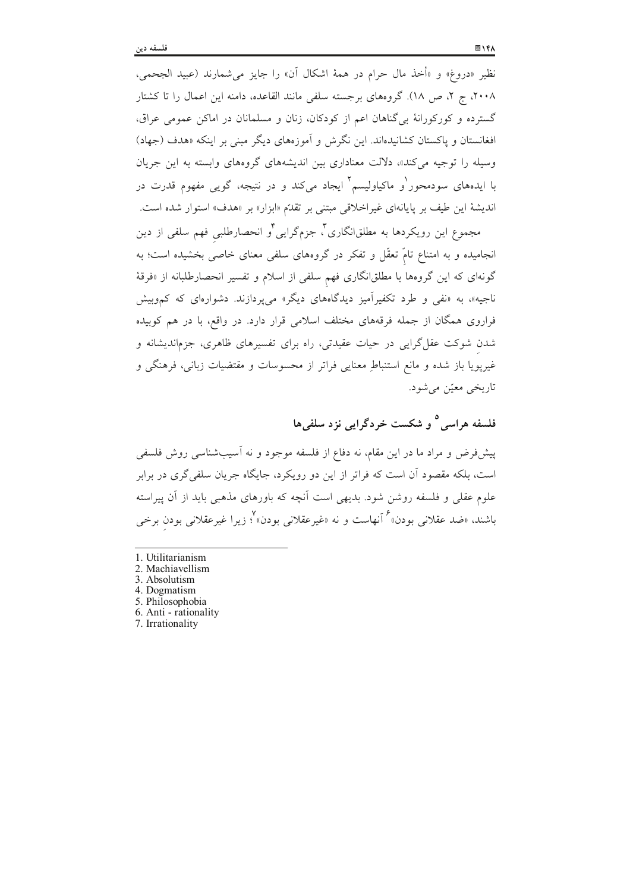نظیر «دروغ» و «أخذ مال حرام در همهٔ اشکال آن» را جایز می‌شمارند (عبید الجحمی، ۲۰۰۸، ج ۲، ص ۱۸). گروه‌های برجسته سلفی مانند القاعده، دامنه این اعمال را تا کشتار گسترده و کورکورانهٔ بی‌گناهان اعم از کودکان، زنان و مسلمانان در اماکن عمومی عراق، افغانستان و پاکستان کشانیده‌اند. این نگرش و آموزه‌های دیگر مبنی بر اینکه «هدف (جهاد) وسیله را توجیه می‌کند»، دلالت معناداری بین اندیشه‌های گروه‌های وابسته به این جریان با ایده‌های سودمحور[1] و ماکیاولیسم[2] ایجاد می‌کند و در نتیجه، گویی مفهوم قدرت در اندیشهٔ این طیف بر پایانه‌ای غیراخلاقی مبتنی بر تقدّم «ابزار» بر «هدف» استوار شده است.

مجموع این رویکردها به مطلق‌انگاری[3]، جزم‌گرایی[4] و انحصارطلبیِ فهم سلفی از دین انجامیده و به امتناع تامّ تعقّل و تفکر در گروه‌های سلفی معنای خاصی بخشیده است؛ به گونه‌ای که این گروه‌ها با مطلق‌انگاری فهمِ سلفی از اسلام و تفسیر انحصارطلبانه از «فرقهٔ ناجیه»، به «نفی و طرد تکفیرآمیز دیدگاه‌های دیگر» می‌پردازند. دشواره‌ای که کم‌وبیش فراروی همگان از جمله فرقه‌های مختلف اسلامی قرار دارد. در واقع، با در هم کوبیده شدنِ شوکت عقل‌گرایی در حیات عقیدتی، راه برای تفسیرهای ظاهری، جزم‌اندیشانه و غیرپویا باز شده و مانع استنباطِ معنایی فراتر از محسوسات و مقتضیات زبانی، فرهنگی و تاریخی معیّن می‌شود.

## فلسفه هراسی[5] و شکست خردگرایی نزد سلفی‌ها

پیش‌فرض و مراد ما در این مقام، نه دفاع از فلسفه موجود و نه آسیب‌شناسی روش فلسفی است، بلکه مقصود آن است که فراتر از این دو رویکرد، جایگاه جریان سلفی‌گری در برابر علوم عقلی و فلسفه روشن شود. بدیهی است آنچه که باورهای مذهبی باید از آن پیراسته باشند، «ضد عقلانی بودن»[6] آنهاست و نه «غیرعقلانی بودن»[7]؛ زیرا غیرعقلانی بودنِ برخی

---

1. Utilitarianism
2. Machiavellism
3. Absolutism
4. Dogmatism
5. Philosophobia
6. Anti - rationality
7. Irrationality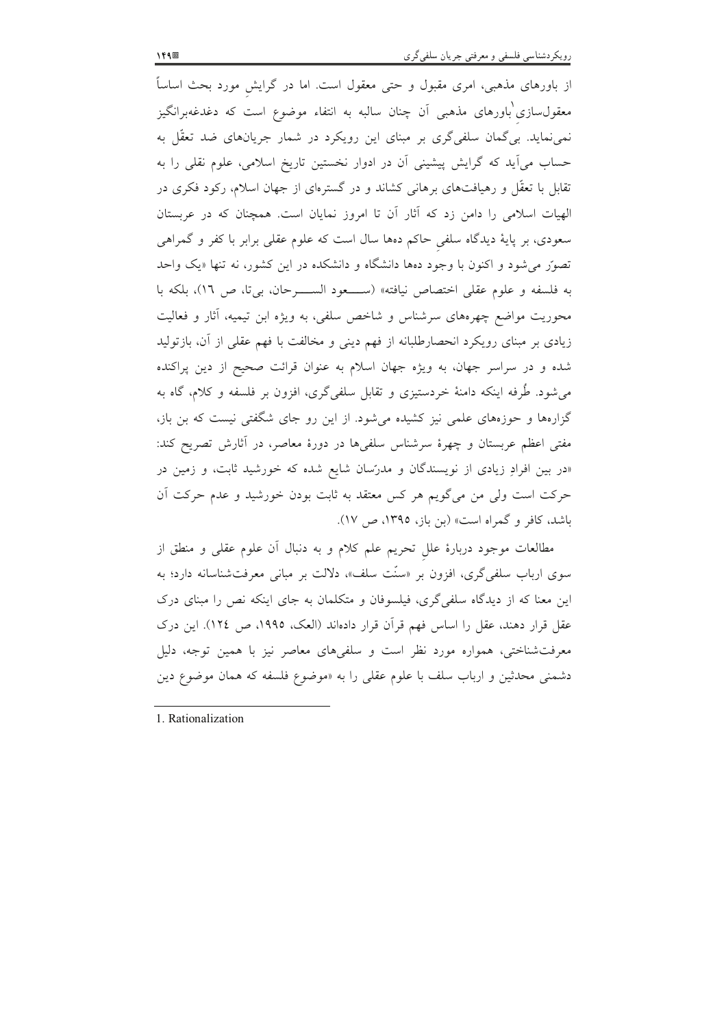از باورهای مذهبی، امری مقبول و حتی معقول است. اما در گرایشِ مورد بحث اساساً معقول‌سازیِ[1] باورهای مذهبی آن چنان سالبه به انتفاء موضوع است که دغدغه‌برانگیز نمی‌نماید. بی‌گمان سلفی‌گری بر مبنای این رویکرد در شمار جریان‌های ضد تعقّل به حساب می‌آید که گرایش پیشینی آن در ادوار نخستین تاریخ اسلامی، علوم نقلی را به تقابل با تعقّل و رهیافت‌های برهانی کشاند و در گستره‌ای از جهان اسلام، رکود فکری در الهیات اسلامی را دامن زد که آثار آن تا امروز نمایان است. همچنان که در عربستان سعودی، بر پایهٔ دیدگاه سلفیِ حاکم ده‌ها سال است که علوم عقلی برابر با کفر و گمراهی تصوّر می‌شود و اکنون با وجود ده‌ها دانشگاه و دانشکده در این کشور، نه تنها «یک واحد به فلسفه و علوم عقلی اختصاص نیافته» (ســـعود الســـرحان، بی‌تا، ص ١٦)، بلکه با محوریت مواضع چهره‌های سرشناس و شاخص سلفی، به ویژه ابن تیمیه، آثار و فعالیت زیادی بر مبنای رویکرد انحصارطلبانه از فهم دینی و مخالفت با فهم عقلی از آن، بازتولید شده و در سراسر جهان، به ویژه جهان اسلام به عنوان قرائت صحیح از دین پراکنده می‌شود. طُرفه اینکه دامنهٔ خردستیزی و تقابل سلفی‌گری، افزون بر فلسفه و کلام، گاه به گزاره‌ها و حوزه‌های علمی نیز کشیده می‌شود. از این رو جای شگفتی نیست که بن باز، مفتی اعظم عربستان و چهرهٔ سرشناس سلفی‌ها در دورهٔ معاصر، در آثارش تصریح کند: «در بین افرادِ زیادی از نویسندگان و مدرّسان شایع شده که خورشید ثابت، و زمین در حرکت است ولی من می‌گویم هر کس معتقد به ثابت بودن خورشید و عدم حرکت آن باشد، کافر و گمراه است» (بن باز، ١٣٩٥، ص ١٧).

مطالعات موجود دربارهٔ عللِ تحریم علم کلام و به دنبال آن علوم عقلی و منطق از سوی ارباب سلفی‌گری، افزون بر «سنّت سلف»، دلالت بر مبانی معرفت‌شناسانه دارد؛ به این معنا که از دیدگاه سلفی‌گری، فیلسوفان و متکلمان به جای اینکه نص را مبنای درک عقل قرار دهند، عقل را اساس فهم قرآن قرار داده‌اند (العک، ١٩٩٥، ص ١٢٤). این درک معرفت‌شناختی، همواره مورد نظر است و سلفی‌های معاصر نیز با همین توجه، دلیل دشمنی محدثین و ارباب سلف با علوم عقلی را به «موضوع فلسفه که همان موضوع دین

---

1. Rationalization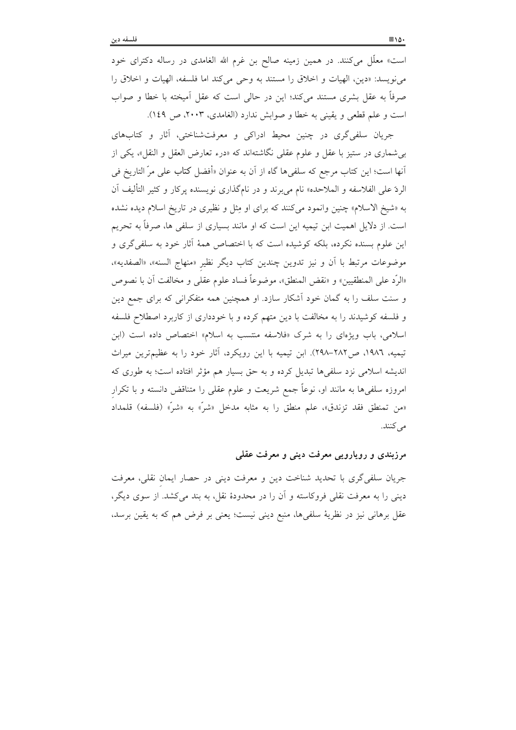است» معلّل می‌کنند. در همین زمینه صالح بن غرم الله الغامدی در رساله دکترای خود می‌نویسد: «دین، الهیات و اخلاق را مستند به وحی می‌کند اما فلسفه، الهیات و اخلاق را صرفاً به عقل بشری مستند می‌کند؛ این در حالی است که عقل آمیخته با خطا و صواب است و علم قطعی و یقینی به خطا و صوابش ندارد (الغامدی، ۲۰۰۳، ص ۱٤۹).

جریان سلفی‌گری در چنین محیط ادراکی و معرفت‌شناختی، آثار و کتاب‌های بی‌شماری در ستیز با عقل و علوم عقلی نگاشته‌اند که «درء تعارض العقل و النقل»، یکی از آنها است؛ این کتاب مرجع که سلفی‌ها گاه از آن به عنوان «أفضل کتاب علی مرّ التاریخ فی الردّ علی الفلاسفه و الملاحده» نام می‌برند و در نام‌گذاری نویسنده پرکار و کثیر التألیف آن به «شیخ الاسلام» چنین وانمود می‌کنند که برای او مِثل و نظیری در تاریخ اسلام دیده نشده است. از دلایل اهمیت ابن تیمیه این است که او مانند بسیاری از سلفی ها، صرفاً به تحریم این علوم بسنده نکرده، بلکه کوشیده است که با اختصاص همهٔ آثار خود به سلفی‌گری و موضوعات مرتبط با آن و نیز تدوین چندین کتاب دیگر نظیرِ «منهاج السنه»، «الصفدیه»، «الرّد علی المنطقیین» و «نقض المنطق»، موضوعاً فساد علوم عقلی و مخالفت آن با نصوص و سنت سلف را به گمان خود آشکار سازد. او همچنین همه متفکرانی که برای جمع دین و فلسفه کوشیدند را به مخالفت با دین متهم کرده و با خودداری از کاربرد اصطلاح فلسفه اسلامی، باب ویژه‌ای را به شرک «فلاسفه منتسب به اسلام» اختصاص داده است (ابن تیمیه، ۱۹۸٦، ص۲۸۲-۲۹۸). ابن تیمیه با این رویکرد، آثار خود را به عظیم‌ترین میراث اندیشه اسلامی نزد سلفی‌ها تبدیل کرده و به حق بسیار هم مؤثر افتاده است؛ به طوری که امروزه سلفی‌ها به مانند او، نوعاً جمع شریعت و علوم عقلی را متناقض دانسته و با تکرارِ «من تمنطق فقد تزندق»، علم منطق را به مثابه مدخل «شرّ» به «شرّ» (فلسفه) قلمداد می‌کنند.

## مرزبندی و رویارویی معرفت دینی و معرفت عقلی

جریان سلفی‌گری با تحدید شناخت دین و معرفت دینی در حصار ایمانِ نقلی، معرفت دینی را به معرفت نقلی فروکاسته و آن را در محدودهٔ نقل، به بند می‌کشد. از سوی دیگر، عقل برهانی نیز در نظریهٔ سلفی‌ها، منبع دینی نیست؛ یعنی بر فرض هم که به یقین برسد،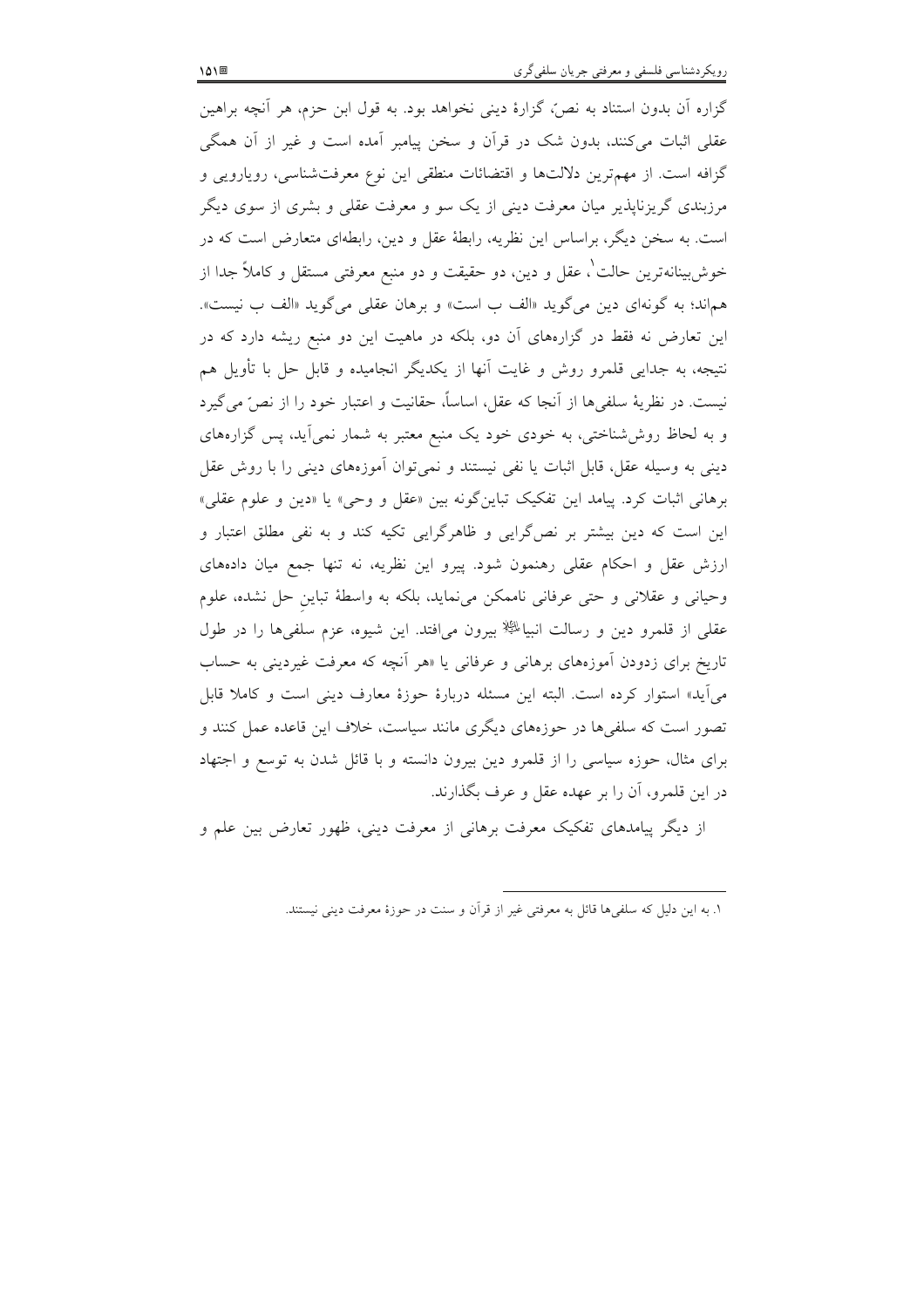گزاره آن بدون استناد به نصّ، گزارهٔ دینی نخواهد بود. به قول ابن حزم، هر آنچه براهین عقلی اثبات می‌کنند، بدون شک در قرآن و سخن پیامبر آمده است و غیر از آن همگی گزافه است. از مهم‌ترین دلالت‌ها و اقتضائات منطقی این نوع معرفت‌شناسی، رویارویی و مرزبندی گریزناپذیر میان معرفت دینی از یک سو و معرفت عقلی و بشری از سوی دیگر است. به سخن دیگر، براساس این نظریه، رابطهٔ عقل و دین، رابطه‌ای متعارض است که در خوش‌بینانه‌ترین حالت[1]، عقل و دین، دو حقیقت و دو منبع معرفتی مستقل و کاملاً جدا از هم‌اند؛ به گونه‌ای دین می‌گوید «الف ب است» و برهان عقلی می‌گوید «الف ب نیست». این تعارض نه فقط در گزاره‌های آن دو، بلکه در ماهیت این دو منبع ریشه دارد که در نتیجه، به جدایی قلمرو روش و غایت آنها از یکدیگر انجامیده و قابل حل با تأویل هم نیست. در نظریهٔ سلفی‌ها از آنجا که عقل، اساساً، حقانیت و اعتبار خود را از نصّ می‌گیرد و به لحاظ روش‌شناختی، به خودی خود یک منبع معتبر به شمار نمی‌آید، پس گزاره‌های دینی به وسیله عقل، قابل اثبات یا نفی نیستند و نمی‌توان آموزه‌های دینی را با روش عقل برهانی اثبات کرد. پیامد این تفکیک تباین‌گونه بین «عقل و وحی» یا «دین و علوم عقلی» این است که دین بیشتر بر نص‌گرایی و ظاهرگرایی تکیه کند و به نفی مطلق اعتبار و ارزش عقل و احکام عقلی رهنمون شود. پیرو این نظریه، نه تنها جمع میان داده‌های وحیانی و عقلانی و حتی عرفانی ناممکن می‌نماید، بلکه به واسطهٔ تباینِ حل نشده، علوم عقلی از قلمرو دین و رسالت انبیا ﷺ بیرون می‌افتد. این شیوه، عزم سلفی‌ها را در طول تاریخ برای زدودن آموزه‌های برهانی و عرفانی یا «هر آنچه که معرفت غیردینی به حساب می‌آید» استوار کرده است. البته این مسئله دربارهٔ حوزهٔ معارف دینی است و کاملا قابل تصور است که سلفی‌ها در حوزه‌های دیگری مانند سیاست، خلاف این قاعده عمل کنند و برای مثال، حوزه سیاسی را از قلمرو دین بیرون دانسته و با قائل شدن به توسع و اجتهاد در این قلمرو، آن را بر عهده عقل و عرف بگذارند.

از دیگر پیامدهای تفکیک معرفت برهانی از معرفت دینی، ظهور تعارض بین علم و

---

۱. به این دلیل که سلفی‌ها قائل به معرفتی غیر از قرآن و سنت در حوزهٔ معرفت دینی نیستند.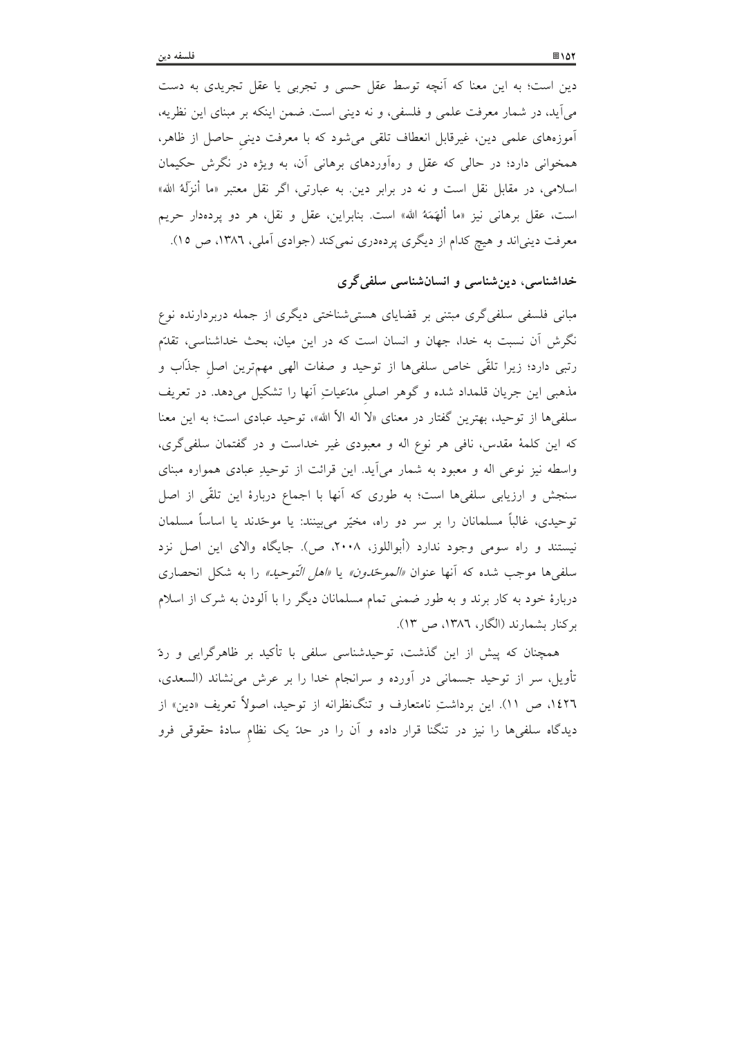دین است؛ به این معنا که آنچه توسط عقل حسی و تجربی یا عقل تجریدی به دست می‌آید، در شمار معرفت علمی و فلسفی، و نه دینی است. ضمن اینکه بر مبنای این نظریه، آموزه‌های علمی دین، غیرقابل انعطاف تلقی می‌شود که با معرفت دینیِ حاصل از ظاهر، همخوانی دارد؛ در حالی که عقل و ره‌آوردهای برهانی آن، به ویژه در نگرش حکیمان اسلامی، در مقابل نقل است و نه در برابر دین. به عبارتی، اگر نقل معتبر «ما أنزَلَهُ الله» است، عقل برهانی نیز «ما ألهَمَهُ الله» است. بنابراین، عقل و نقل، هر دو پرده‌دار حریم معرفت دینی‌اند و هیچ کدام از دیگری پرده‌دری نمی‌کند (جوادی آملی، ١٣٨٦، ص ١٥).

## خداشناسی، دین‌شناسی و انسان‌شناسی سلفی‌گری

مبانی فلسفی سلفی‌گری مبتنی بر قضایای هستی‌شناختی دیگری از جمله دربردارنده نوع نگرش آن نسبت به خدا، جهان و انسان است که در این میان، بحث خداشناسی، تقدّم رتبی دارد؛ زیرا تلقّی خاص سلفی‌ها از توحید و صفات الهی مهم‌ترین اصلِ جذّاب و مذهبی این جریان قلمداد شده و گوهر اصلیِ مدّعیاتِ آنها را تشکیل می‌دهد. در تعریف سلفی‌ها از توحید، بهترین گفتار در معنای «لا اله الاّ الله»، توحید عبادی است؛ به این معنا که این کلمهٔ مقدس، نافی هر نوع اله و معبودی غیر خداست و در گفتمان سلفی‌گری، واسطه نیز نوعی اله و معبود به شمار می‌آید. این قرائت از توحیدِ عبادی همواره مبنای سنجش و ارزیابی سلفی‌ها است؛ به طوری که آنها با اجماع دربارهٔ این تلقّی از اصل توحیدی، غالباً مسلمانان را بر سر دو راه، مخیّر می‌بینند: یا موحّدند یا اساساً مسلمان نیستند و راه سومی وجود ندارد (أبواللوز، ٢٠٠٨، ص). جایگاه والای این اصل نزد سلفی‌ها موجب شده که آنها عنوان *«الموحّدون»* یا *«اهل التّوحید»* را به شکل انحصاری دربارهٔ خود به کار برند و به طور ضمنی تمام مسلمانان دیگر را با آلودن به شرک از اسلام برکنار بشمارند (الگار، ١٣٨٦، ص ١٣).

همچنان که پیش از این گذشت، توحیدشناسی سلفی با تأکید بر ظاهرگرایی و ردّ تأویل، سر از توحید جسمانی در آورده و سرانجام خدا را بر عرش می‌نشاند (السعدی، ١٤٢٦، ص ١١). این برداشتِ نامتعارف و تنگ‌نظرانه از توحید، اصولاً تعریف «دین» از دیدگاه سلفی‌ها را نیز در تنگنا قرار داده و آن را در حدّ یک نظامِ سادهٔ حقوقی فرو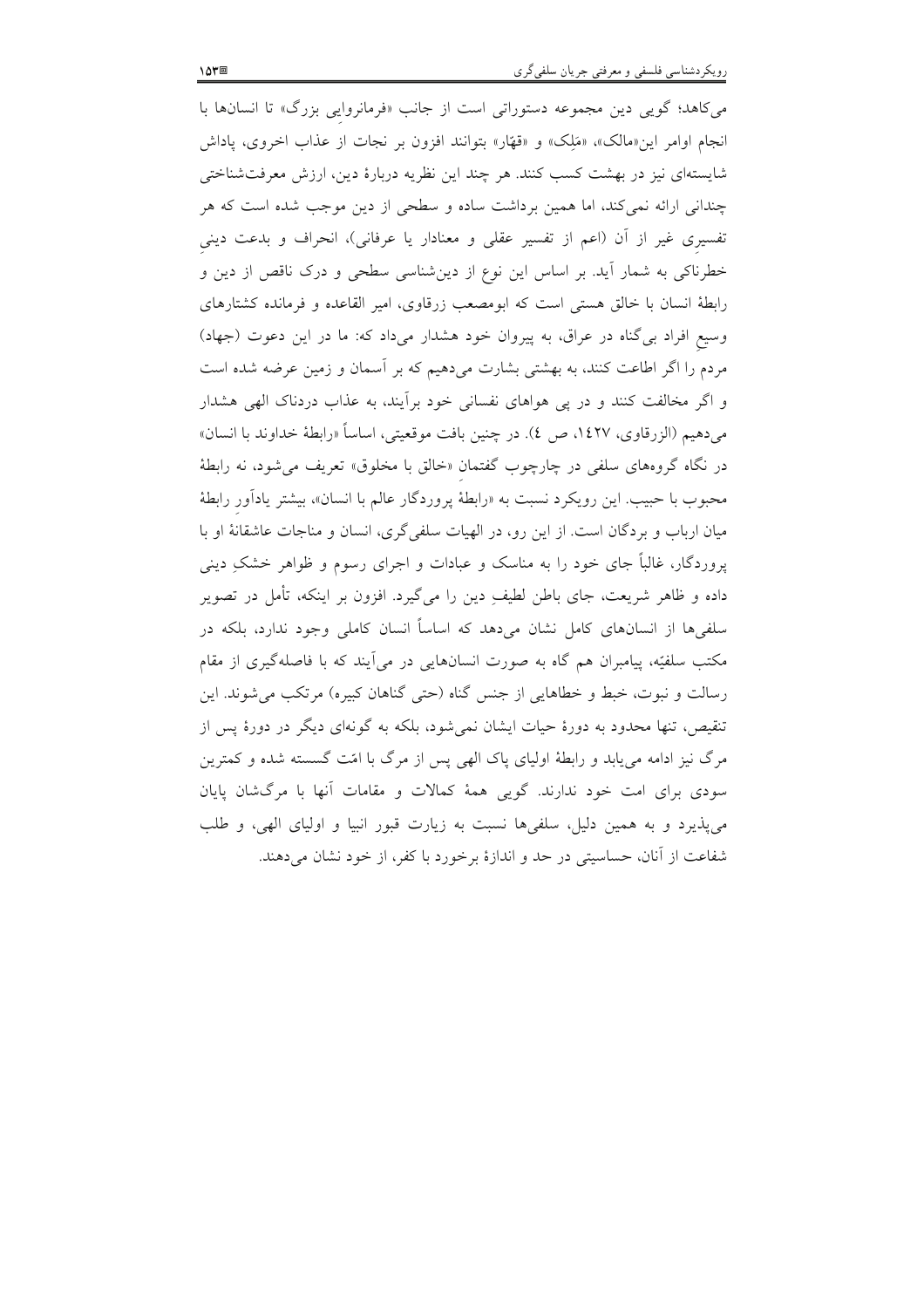می‌کاهد؛ گویی دین مجموعه دستوراتی است از جانب «فرمانروایی بزرگ» تا انسان‌ها با انجام اوامر این«مالک»، «مَلِک» و «قهّار» بتوانند افزون بر نجات از عذاب اخروی، پاداش شایسته‌ای نیز در بهشت کسب کنند. هر چند این نظریه دربارهٔ دین، ارزش معرفت‌شناختی چندانی ارائه نمی‌کند، اما همین برداشت ساده و سطحی از دین موجب شده است که هر تفسیرِ غیر از آن (اعم از تفسیر عقلی و معنادار یا عرفانی)، انحراف و بدعت دینیِ خطرناکی به شمار آید. بر اساس این نوع از دین‌شناسی سطحی و درک ناقص از دین و رابطهٔ انسان با خالق هستی است که ابومصعب زرقاوی، امیر القاعده و فرمانده کشتارهای وسیع افراد بی‌گناه در عراق، به پیروان خود هشدار می‌داد که: ما در این دعوت (جهاد) مردم را اگر اطاعت کنند، به بهشتی بشارت می‌دهیم که بر آسمان و زمین عرضه شده است و اگر مخالفت کنند و در پی هواهای نفسانی خود برآیند، به عذاب دردناک الهی هشدار می‌دهیم (الزرقاوی، ١٤٢٧، ص ٤). در چنین بافت موقعیتی، اساساً «رابطهٔ خداوند با انسان» در نگاه گروه‌های سلفی در چارچوب گفتمانِ «خالق با مخلوق» تعریف می‌شود، نه رابطهٔ محبوب با حبیب. این رویکرد نسبت به «رابطهٔ پروردگار عالم با انسان»، بیشتر یادآورِ رابطهٔ میان ارباب و بردگان است. از این رو، در الهیات سلفی‌گری، انسان و مناجات عاشقانهٔ او با پروردگار، غالباً جای خود را به مناسک و عبادات و اجرای رسوم و ظواهر خشکِ دینی داده و ظاهر شریعت، جای باطن لطیفِ دین را می‌گیرد. افزون بر اینکه، تأمل در تصویر سلفی‌ها از انسان‌های کامل نشان می‌دهد که اساساً انسان کاملی وجود ندارد، بلکه در مکتب سلفیّه، پیامبران هم گاه به صورت انسان‌هایی در می‌آیند که با فاصله‌گیری از مقام رسالت و نبوت، خبط و خطاهایی از جنس گناه (حتی گناهان کبیره) مرتکب می‌شوند. این تنقیص، تنها محدود به دورهٔ حیات ایشان نمی‌شود، بلکه به گونه‌ای دیگر در دورهٔ پس از مرگ نیز ادامه می‌یابد و رابطهٔ اولیای پاک الهی پس از مرگ با امّت گسسته شده و کمترین سودی برای امت خود ندارند. گویی همهٔ کمالات و مقامات آنها با مرگ‌شان پایان می‌پذیرد و به همین دلیل، سلفی‌ها نسبت به زیارت قبور انبیا و اولیای الهی، و طلب شفاعت از آنان، حساسیتی در حد و اندازهٔ برخورد با کفر، از خود نشان می‌دهند.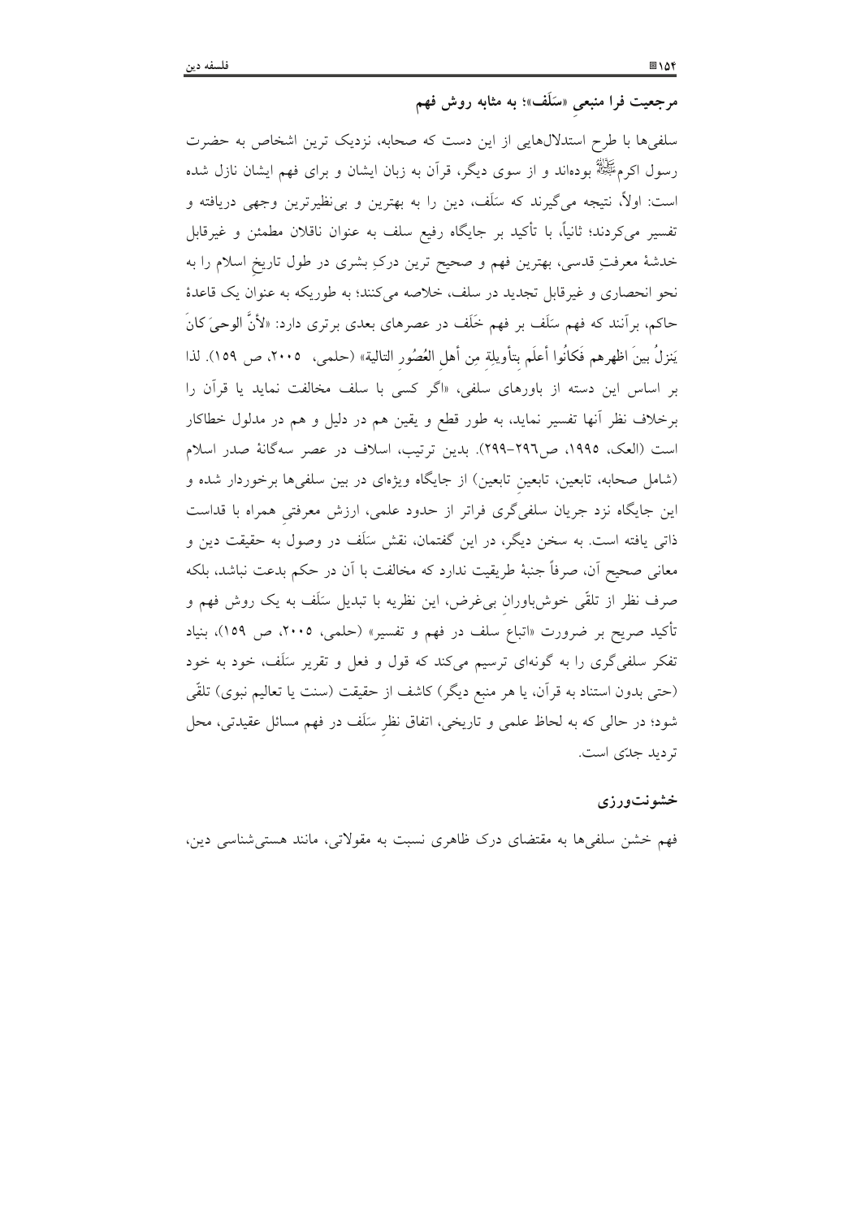### مرجعیت فرا منبعیِ «سَلَف»؛ به مثابه روش فهم

سلفی‌ها با طرح استدلال‌هایی از این دست که صحابه، نزدیک ترین اشخاص به حضرت رسول اکرمﷺ بوده‌اند و از سوی دیگر، قرآن به زبان ایشان و برای فهم ایشان نازل شده است: اولاً، نتیجه می‌گیرند که سَلَف، دین را به بهترین و بی‌نظیرترین وجهی دریافته و تفسیر می‌کردند؛ ثانیاً، با تأکید بر جایگاه رفیع سلف به عنوان ناقلان مطمئن و غیرقابل خدشهٔ معرفتِ قدسی، بهترین فهم و صحیح ترین درکِ بشری در طول تاریخِ اسلام را به نحو انحصاری و غیرقابل تجدید در سلف، خلاصه می‌کنند؛ به طوریکه به عنوان یک قاعدهٔ حاکم، برآنند که فهم سَلَف بر فهم خَلَف در عصرهای بعدی برتری دارد: «لأنَّ الوحیَ کانَ یَنزلُ بینَ اظهرهم فَکانُوا أعلَم بتأویلِهِ مِن أهلِ العُصُورِ التالیة» (حلمی، ۲۰۰۵، ص ۱۵۹). لذا بر اساس این دسته از باورهای سلفی، «اگر کسی با سلف مخالفت نماید یا قرآن را برخلاف نظر آنها تفسیر نماید، به طور قطع و یقین هم در دلیل و هم در مدلول خطاکار است (العک، ۱۹۹۵، ص۲۹۶-۲۹۹). بدین ترتیب، اسلاف در عصر سه‌گانهٔ صدر اسلام (شامل صحابه، تابعین، تابعینِ تابعین) از جایگاه ویژه‌ای در بین سلفی‌ها برخوردار شده و این جایگاه نزد جریان سلفی‌گری فراتر از حدود علمی، ارزش معرفتیِ همراه با قداست ذاتی یافته است. به سخن دیگر، در این گفتمان، نقش سَلَف در وصول به حقیقت دین و معانی صحیح آن، صرفاً جنبهٔ طریقیت ندارد که مخالفت با آن در حکم بدعت نباشد، بلکه صرف نظر از تلقّی خوش‌باورانِ بی‌غرض، این نظریه با تبدیل سَلَف به یک روش فهم و تأکید صریح بر ضرورت «اتباعِ سلف در فهم و تفسیر» (حلمی، ۲۰۰۵، ص ۱۵۹)، بنیاد تفکر سلفی‌گری را به گونه‌ای ترسیم می‌کند که قول و فعل و تقریر سَلَف، خود به خود (حتی بدون استناد به قرآن، یا هر منبع دیگر) کاشف از حقیقت (سنت یا تعالیم نبوی) تلقّی شود؛ در حالی که به لحاظ علمی و تاریخی، اتفاق نظرِ سَلَف در فهم مسائل عقیدتی، محل تردید جدّی است.

### خشونت‌ورزی

فهم خشن سلفی‌ها به مقتضای درک ظاهری نسبت به مقولاتی، مانند هستی‌شناسی دین،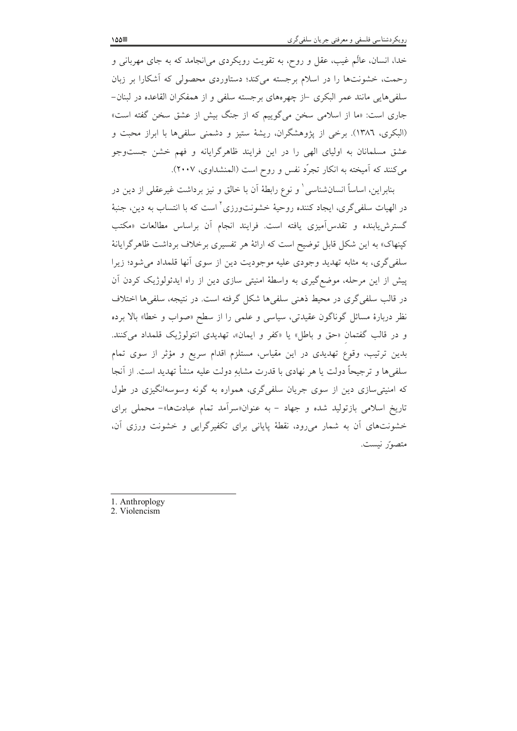خدا، انسان، عالَم غیب، عقل و روح، به تقویت رویکردی می‌انجامد که به جای مهربانی و رحمت، خشونت‌ها را در اسلام برجسته می‌کند؛ دستاوردی محصولی که آشکارا بر زبان سلفی‌هایی مانند عمر البکری –از چهره‌های برجسته سلفی و از همفکران القاعده در لبنان– جاری است: «ما از اسلامی سخن می‌گوییم که از جنگ بیش از عشق سخن گفته است» (البکری، ۱۳۸۶). برخی از پژوهشگران، ریشهٔ ستیز و دشمنی سلفی‌ها با ابراز محبت و عشق مسلمانان به اولیای الهی را در این فرایند ظاهرگرایانه و فهم خشن جست‌وجو می‌کنند که آمیخته به انکار تجرّد نفس و روح است (المنشداوی، ۲۰۰۷).

بنابراین، اساساً انسان‌شناسی[1] و نوع رابطهٔ آن با خالق و نیز برداشت غیرعقلی از دین در در الهیات سلفی‌گری، ایجاد کننده روحیهٔ خشونت‌ورزی[2] است که با انتساب به دین، جنبهٔ گسترش‌یابنده و تقدس‌آمیزی یافته است. فرایند انجام آن براساس مطالعات «مکتب کپنهاک» به این شکل قابل توضیح است که ارائهٔ هر تفسیری برخلاف برداشت ظاهرگرایانهٔ سلفی‌گری، به مثابه تهدید وجودی علیه موجودیت دین از سوی آنها قلمداد می‌شود؛ زیرا پیش از این مرحله، موضع‌گیری به واسطهٔ امنیتی سازی دین از راه ایدئولوژیک کردن آن در قالب سلفی‌گری در محیط ذهنی سلفی‌ها شکل گرفته است. در نتیجه، سلفی‌ها اختلاف نظر دربارهٔ مسائل گوناگون عقیدتی، سیاسی و علمی را از سطح «صواب و خطا» بالا برده و در قالب گفتمانِ «حق و باطل» یا «کفر و ایمان»، تهدیدی انتولوژیک قلمداد می‌کنند. بدین ترتیب، وقوعِ تهدیدی در این مقیاس، مستلزم اقدام سریع و مؤثر از سوی تمام سلفی‌ها و ترجیحاً دولت یا هر نهادی با قدرت مشابهِ دولت علیه منشأ تهدید است. از آنجا که امنیتی‌سازی دین از سوی جریان سلفی‌گری، همواره به گونه وسوسه‌انگیزی در طول تاریخ اسلامی بازتولید شده و جهاد – به عنوان«سرآمد تمام عبادت‌ها»– محملی برای خشونت‌های آن به شمار می‌رود، نقطهٔ پایانی برای تکفیرگرایی و خشونت ورزی آن، متصوّر نیست.

---

1. Anthroplogy
2. Violencism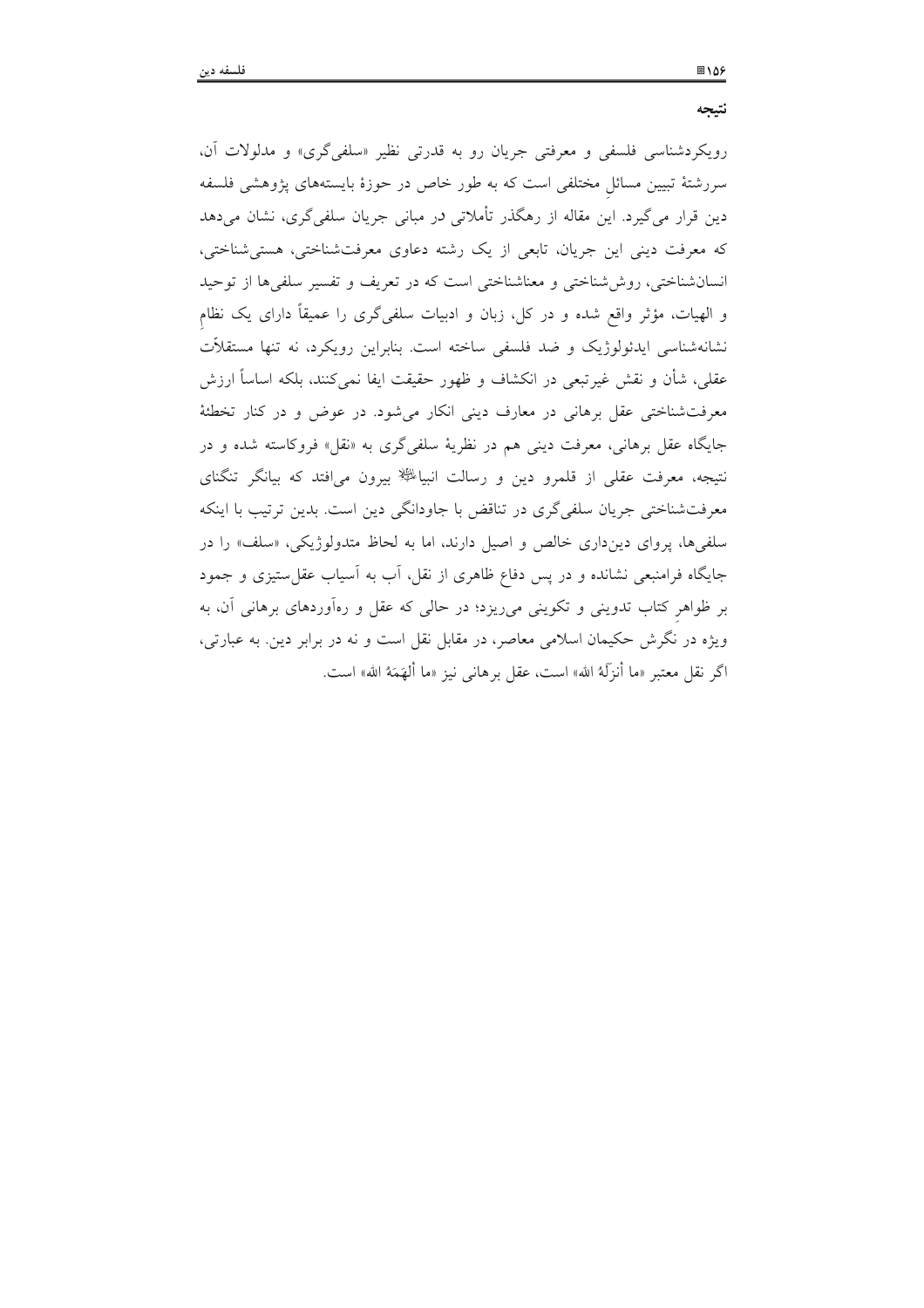## نتیجه

رویکردشناسی فلسفی و معرفتی جریان رو به قدرتی نظیر «سلفی‌گری» و مدلولات آن، سررشتهٔ تبیین مسائلِ مختلفی است که به طور خاص در حوزهٔ بایسته‌های پژوهشی فلسفه دین قرار می‌گیرد. این مقاله از رهگذر تأملاتی در مبانی جریان سلفی‌گری، نشان می‌دهد که معرفت دینی این جریان، تابعی از یک رشته دعاوی معرفت‌شناختی، هستی‌شناختی، انسان‌شناختی، روش‌شناختی و معناشناختی است که در تعریف و تفسیر سلفی‌ها از توحید و الهیات، مؤثر واقع شده و در کل، زبان و ادبیات سلفی‌گری را عمیقاً دارای یک نظامِ نشانه‌شناسی ایدئولوژیک و ضد فلسفی ساخته است. بنابراین رویکرد، نه تنها مستقلاّت عقلی، شأن و نقش غیرتبعی در انکشاف و ظهور حقیقت ایفا نمی‌کنند، بلکه اساساً ارزش معرفت‌شناختی عقل برهانی در معارف دینی انکار می‌شود. در عوض و در کنار تخطئهٔ جایگاه عقل برهانی، معرفت دینی هم در نظریهٔ سلفی‌گری به «نقل» فروکاسته شده و در نتیجه، معرفت عقلی از قلمرو دین و رسالت انبیا بیرون می‌افتد که بیانگر تنگنای معرفت‌شناختی جریان سلفی‌گری در تناقض با جاودانگی دین است. بدین ترتیب با اینکه سلفی‌ها، پروای دین‌داری خالص و اصیل دارند، اما به لحاظ متدولوژیکی، «سلف» را در جایگاه فرامنبعی نشانده و در پس دفاع ظاهری از نقل، آب به آسیاب عقل‌ستیزی و جمود بر ظواهرِ کتاب تدوینی و تکوینی می‌ریزد؛ در حالی که عقل و ره‌آوردهای برهانی آن، به ویژه در نگرش حکیمان اسلامی معاصر، در مقابل نقل است و نه در برابر دین. به عبارتی، اگر نقل معتبر «ما أنزَلَهُ الله» است، عقل برهانی نیز «ما ألهَمَهُ الله» است.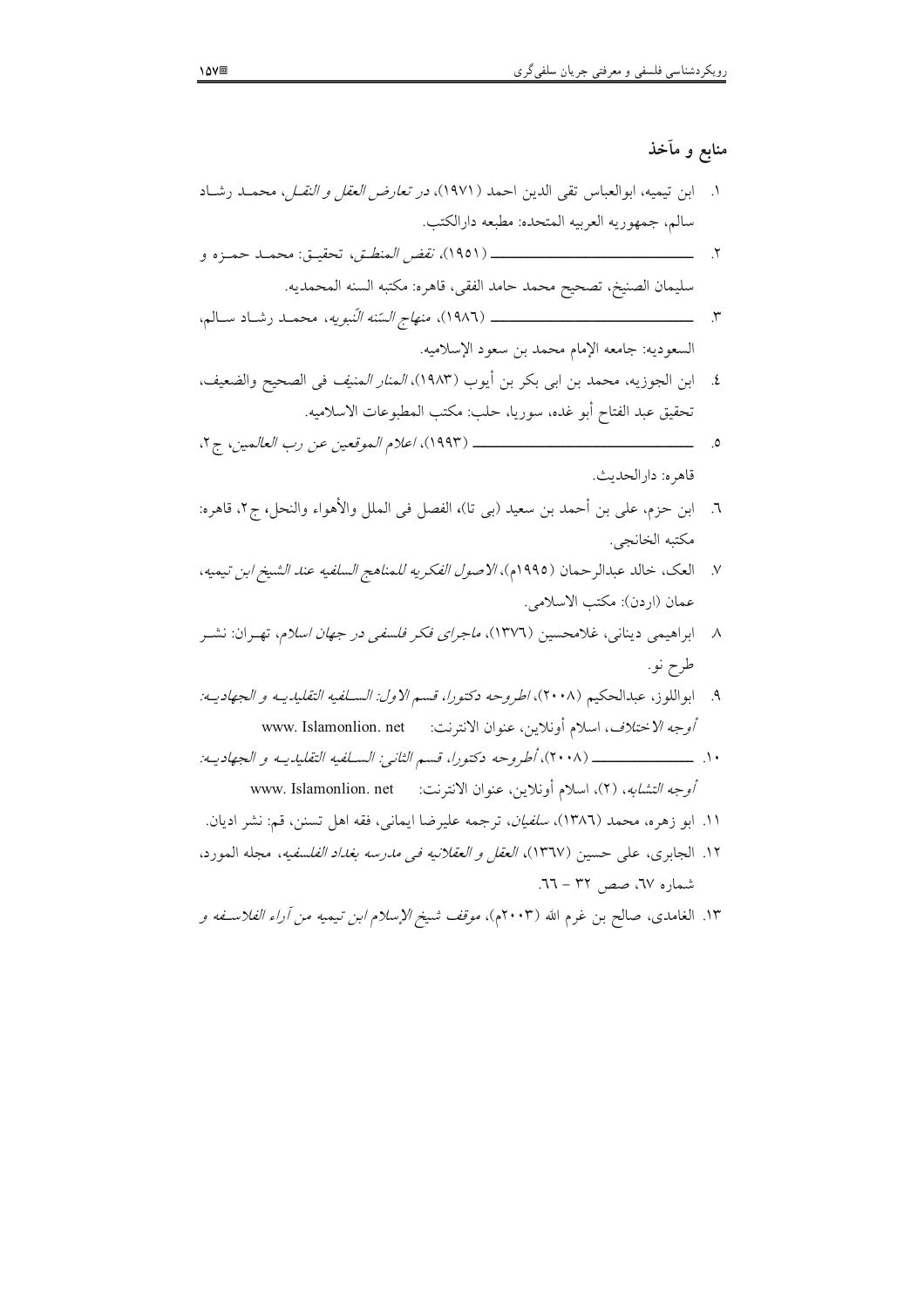## منابع و مآخذ

۱. ابن تیمیه، ابوالعباس تقی الدین احمد (۱۹۷۱)، در *تعارض العقل و النقل*، محمد رشاد سالم، جمهوریه العربیه المتحده: مطبعه دارالکتب.

۲. ـــــــــــــــــــــــ (۱۹۵۱)، *نقض المنطق*، تحقیق: محمد حمزه و سلیمان الصنیخ، تصحیح محمد حامد الفقی، قاهره: مکتبه السنه المحمدیه.

۳. ـــــــــــــــــــــــ (۱۹۸٦)، *منهاج السّنه النّبویه*، محمد رشاد سالم، السعودیه: جامعه الإمام محمد بن سعود الإسلامیه.

٤. ابن الجوزیه، محمد بن ابی بکر بن أیوب (۱۹۸۳)، *المنار المنیف فی الصحیح والضعیف*، تحقیق عبد الفتاح أبو غده، سوریا، حلب: مکتب المطبوعات الاسلامیه.

۵. ـــــــــــــــــــــــ (۱۹۹۳)، *اعلام الموقعین عن رب العالمین*، ج ۲، قاهره: دارالحدیث.

٦. ابن حزم، علی بن أحمد بن سعید (بی تا)، الفصل فی الملل والأهواء والنحل، ج ۲، قاهره: مکتبه الخانجی.

۷. العک، خالد عبدالرحمان (۱۹۹۵م)، *الاصول الفکریه للمناهج السلفیه عند الشیخ ابن تیمیه*، عمان (اردن): مکتب الاسلامی.

۸. ابراهیمی دینانی، غلامحسین (۱۳۷٦)، *ماجرای فکر فلسفی در جهان اسلام*، تهران: نشر طرح نو.

۹. ابواللوز، عبدالحکیم (۲۰۰۸)، *اطروحه دکتورا، قسم الاول: السلفیه التقلیدیه و الجهادیه: أوجه الاختلاف*، اسلام أونلاین، عنوان الانترنت: www. Islamonlion. net

۱۰. ـــــــــــــــ (۲۰۰۸)، *أطروحه دکتورا، قسم الثانی: السلفیه التقلیدیه و الجهادیه: أوجه التشابه*، (۲)، اسلام أونلاین، عنوان الانترنت: www. Islamonlion. net

۱۱. ابو زهره، محمد (۱۳۸٦)، *سلفیان*، ترجمه علیرضا ایمانی، فقه اهل تسنن، قم: نشر ادیان.

۱۲. الجابری، علی حسین (۱۳٦۷)، *العقل و العقلانیه فی مدرسه بغداد الفلسفیه*، مجله المورد، شماره ٦۷، صص ۳۲ – ٦٦.

۱۳. الغامدی، صالح بن غرم الله (۲۰۰۳م)، *موقف شیخ الإسلام ابن تیمیه من آراء الفلاسفه و*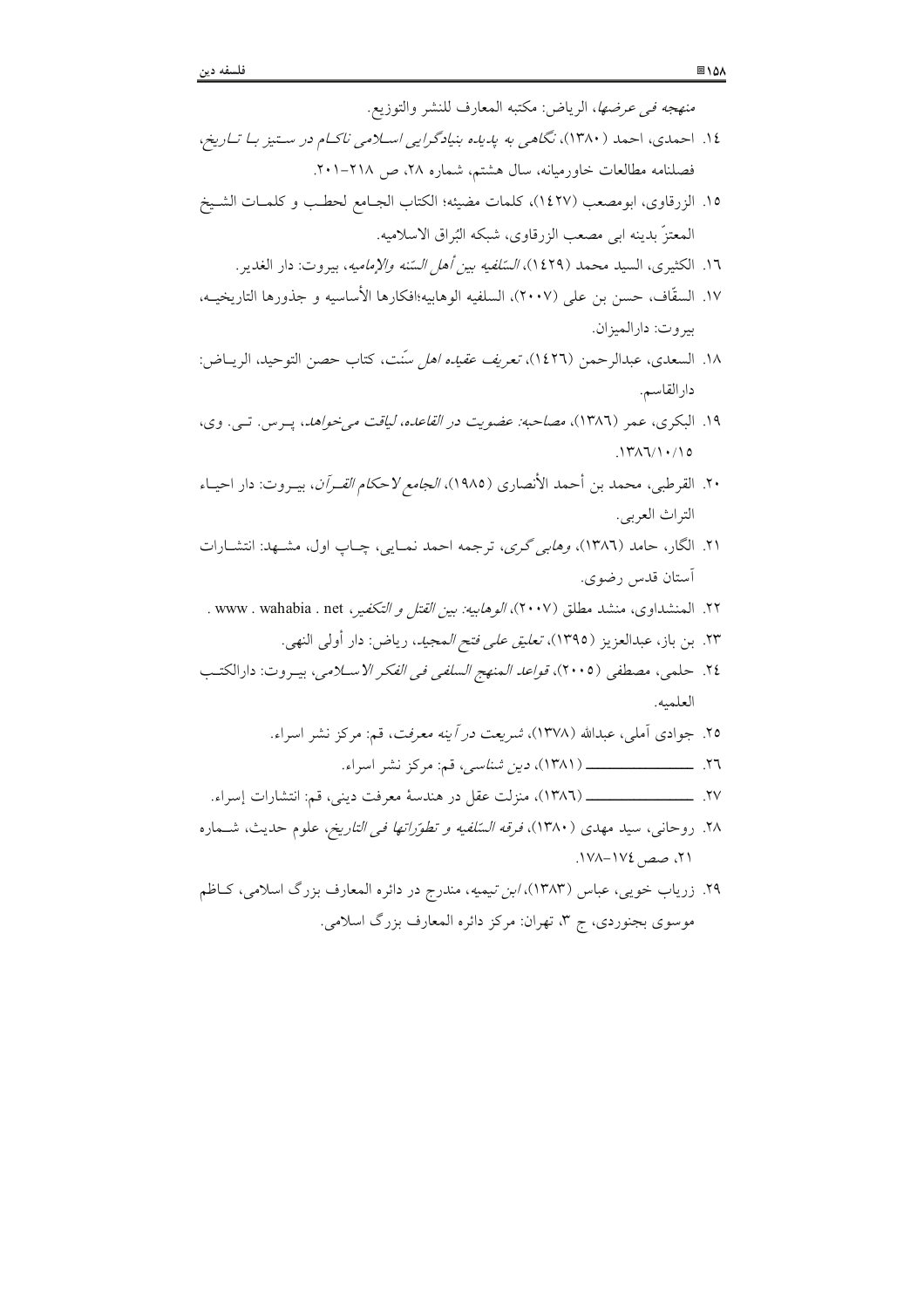*منهجه فی عرضها*، الریاض: مکتبه المعارف للنشر والتوزیع.

۱۴. احمدی، احمد (۱۳۸۰)، *نگاهی به پدیده بنیادگرایی اسلامی ناکام در ستیز با تاریخ*، فصلنامه مطالعات خاورمیانه، سال هشتم، شماره ۲۸، ص ۲۱۸-۲۰۱.

۱۵. الزرقاوی، ابومصعب (۱۴۲۷)، کلمات مضیئه؛ الکتاب الجامع لحطب و کلمات الشیخ المعتزّ بدینه ابی مصعب الزرقاوی، شبکه البُراق الاسلامیه.

۱۶. الکثیری، السید محمد (۱۴۲۹)، *السّلفیه بین أهل السنه والإمامیه*، بیروت: دار الغدیر.

۱۷. السقّاف، حسن بن علی (۲۰۰۷)، السلفیه الوهابیه؛افکارها الأساسیه و جذورها التاریخیه، بیروت: دارالمیزان.

۱۸. السعدی، عبدالرحمن (۱۴۲۶)، *تعریف عقیده اهل سنّت*، کتاب حصن التوحید، الریاض: دارالقاسم.

۱۹. البکری، عمر (۱۳۸۶)، *مصاحبه: عضویت در القاعده، لیاقت می‌خواهد*، پرس. تی. وی، ۱۳۸۶/۱۰/۱۵.

۲۰. القرطبی، محمد بن أحمد الأنصاری (۱۹۸۵)، *الجامع لاحکام القرآن*، بیروت: دار احیاء التراث العربی.

۲۱. الگار، حامد (۱۳۸۶)، *وهابی گری*، ترجمه احمد نمایی، چاپ اول، مشهد: انتشارات آستان قدس رضوی.

۲۲. المنشداوی، منشد مطلق (۲۰۰۷)، *الوهابیه: بین القتل و التکفیر*، www . wahabia . net .

۲۳. بن باز، عبدالعزیز (۱۳۹۵)، *تعلیق علی فتح المجید*، ریاض: دار أولی النهی.

۲۴. حلمی، مصطفی (۲۰۰۵)، *قواعد المنهج السلفی فی الفکر الاسلامی*، بیروت: دارالکتب العلمیه.

۲۵. جوادی آملی، عبدالله (۱۳۷۸)، *شریعت در آینه معرفت*، قم: مرکز نشر اسراء.

۲۶. ـــــــــــــــــ (۱۳۸۱)، *دین شناسی*، قم: مرکز نشر اسراء.

۲۷. ـــــــــــــــــ (۱۳۸۶)، منزلت عقل در هندسهٔ معرفت دینی، قم: انتشارات إسراء.

۲۸. روحانی، سید مهدی (۱۳۸۰)، *فرقه السّلفیه و تطوّراتها فی التاریخ*، علوم حدیث، شماره ۲۱، صص ۱۷۴-۱۷۸.

۲۹. زریاب خویی، عباس (۱۳۸۳)، *ابن تیمیه*، مندرج در دائره المعارف بزرگ اسلامی، کاظم موسوی بجنوردی، ج ۳، تهران: مرکز دائره المعارف بزرگ اسلامی.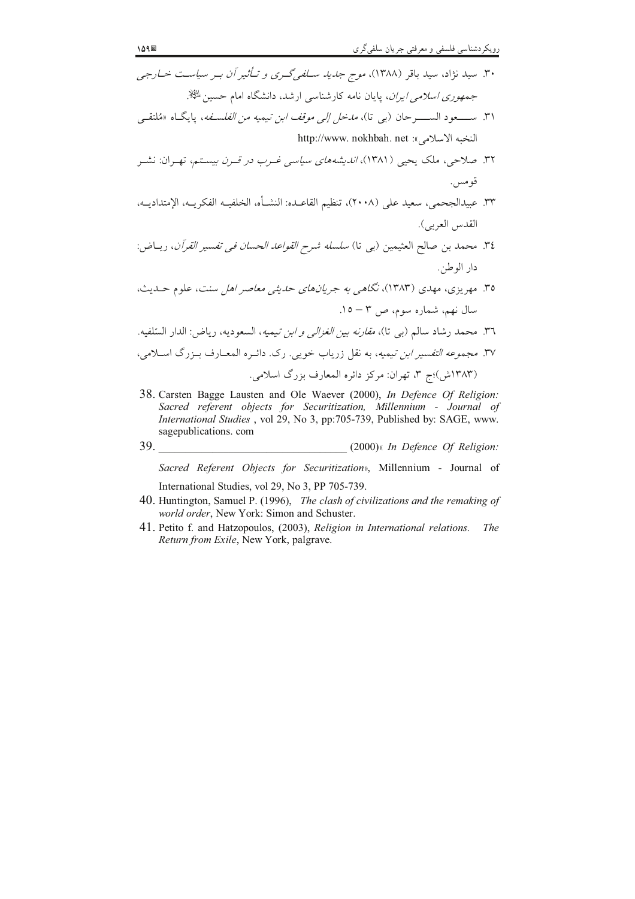۳۰. سید نژاد، سید باقر (۱۳۸۸)، *موج جدید سلفی‌گری و تأثیر آن بر سیاست خارجی جمهوری اسلامی ایران*، پایان نامه کارشناسی ارشد، دانشگاه امام حسین علیه السلام.

۳۱. سعود السرحان (بی تا)، *مدخل إلی موقف ابن تیمیه من الفلسفه*، پایگاه «مُلتقی النخبه الاسلامی»: http://www. nokhbah. net

۳۲. صلاحی، ملک یحیی (۱۳۸۱)، *اندیشه‌های سیاسی غرب در قرن بیستم*، تهران: نشر قومس.

۳۳. عبیدالجحمی، سعید علی (۲۰۰۸)، تنظیم القاعده: النشأه، الخلفیه الفکریه، الإمتدادیه، القدس العربی).

۳٤. محمد بن صالح العثیمین (بی تا) *سلسله شرح القواعد الحسان فی تفسیر القرآن*، ریاض: دار الوطن.

۳۵. مهریزی، مهدی (۱۳۸۳)، *نگاهی به جریان‌های حدیثی معاصر اهل سنت*، علوم حدیث، سال نهم، شماره سوم، ص ۳ – ۱۵.

۳٦. محمد رشاد سالم (بی تا)، *مقارنه بین الغزالی و ابن تیمیه*، السعودیه، ریاض: الدار السّلفیه.

۳۷. *مجموعه التفسیر ابن تیمیه*، به نقل زریاب خویی. رک. دائره المعارف بزرگ اسلامی، (۱۳۸۳ش)؛ج ۳، تهران: مرکز دائره المعارف بزرگ اسلامی.

38. Carsten Bagge Lausten and Ole Waever (2000), *In Defence Of Religion: Sacred referent objects for Securitization, Millennium - Journal of International Studies* , vol 29, No 3, pp:705-739, Published by: SAGE, www. sagepublications. com

39. \_\_\_\_\_\_\_\_\_\_\_\_\_\_\_\_\_\_\_\_\_\_\_\_\_\_\_\_\_\_\_\_\_\_ (2000)« *In Defence Of Religion: Sacred Referent Objects for Securitization*», Millennium - Journal of International Studies, vol 29, No 3, PP 705-739.

40. Huntington, Samuel P. (1996), *The clash of civilizations and the remaking of world order*, New York: Simon and Schuster.

41. Petito f. and Hatzopoulos, (2003), *Religion in International relations. The Return from Exile*, New York, palgrave.